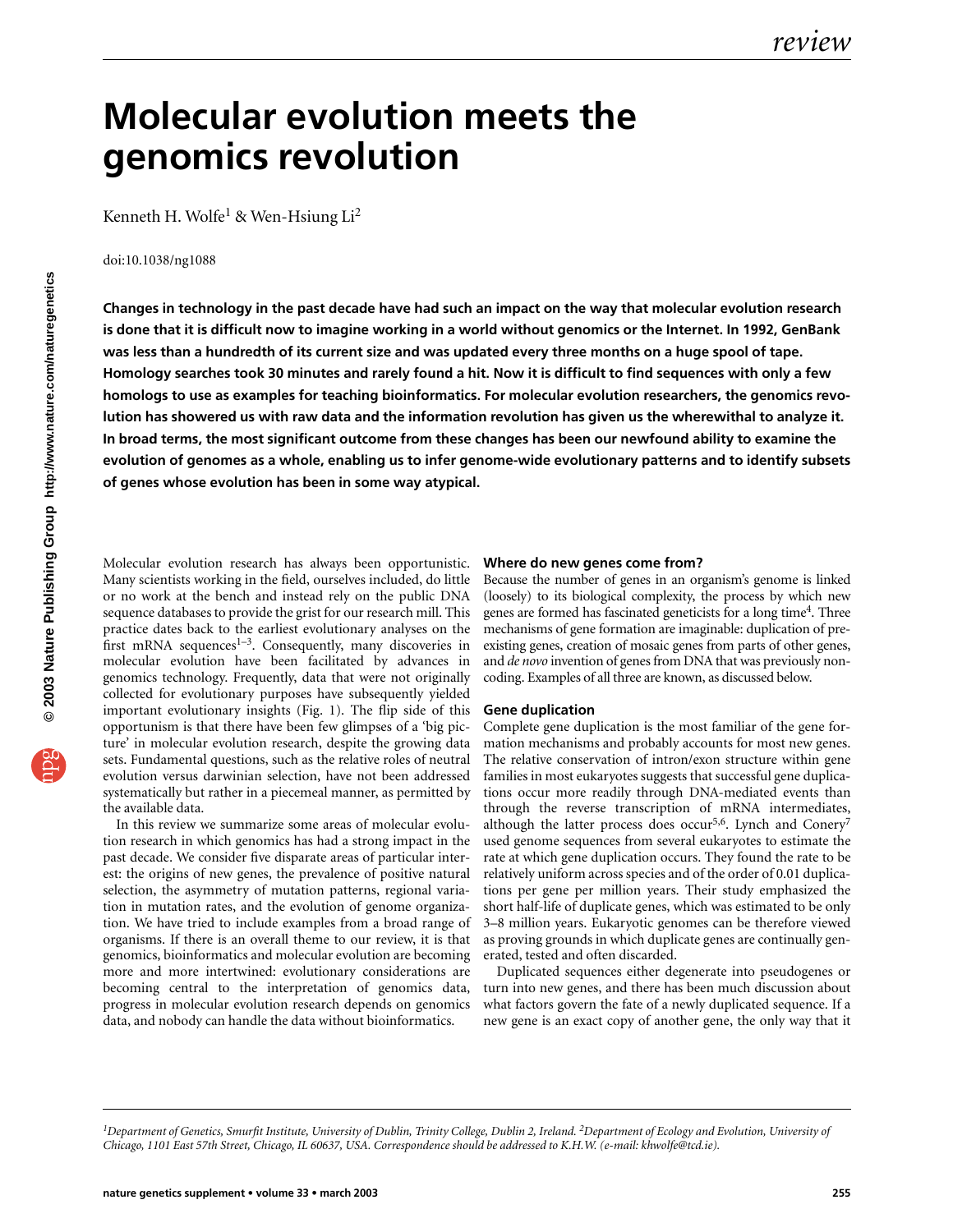# Molecular evolution meets the genomics revolution

Kenneth H. Wolfe[1] & Wen-Hsiung Li[2]

doi:10.1038/ng1088

**Changes in technology in the past decade have had such an impact on the way that molecular evolution research is done that it is difficult now to imagine working in a world without genomics or the Internet. In 1992, GenBank was less than a hundredth of its current size and was updated every three months on a huge spool of tape. Homology searches took 30 minutes and rarely found a hit. Now it is difficult to find sequences with only a few homologs to use as examples for teaching bioinformatics. For molecular evolution researchers, the genomics revolution has showered us with raw data and the information revolution has given us the wherewithal to analyze it. In broad terms, the most significant outcome from these changes has been our newfound ability to examine the evolution of genomes as a whole, enabling us to infer genome-wide evolutionary patterns and to identify subsets of genes whose evolution has been in some way atypical.**

Molecular evolution research has always been opportunistic. Many scientists working in the field, ourselves included, do little or no work at the bench and instead rely on the public DNA sequence databases to provide the grist for our research mill. This practice dates back to the earliest evolutionary analyses on the first mRNA sequences[1–3]. Consequently, many discoveries in molecular evolution have been facilitated by advances in genomics technology. Frequently, data that were not originally collected for evolutionary purposes have subsequently yielded important evolutionary insights (Fig. 1). The flip side of this opportunism is that there have been few glimpses of a 'big picture' in molecular evolution research, despite the growing data sets. Fundamental questions, such as the relative roles of neutral evolution versus darwinian selection, have not been addressed systematically but rather in a piecemeal manner, as permitted by the available data.

In this review we summarize some areas of molecular evolution research in which genomics has had a strong impact in the past decade. We consider five disparate areas of particular interest: the origins of new genes, the prevalence of positive natural selection, the asymmetry of mutation patterns, regional variation in mutation rates, and the evolution of genome organization. We have tried to include examples from a broad range of organisms. If there is an overall theme to our review, it is that genomics, bioinformatics and molecular evolution are becoming more and more intertwined: evolutionary considerations are becoming central to the interpretation of genomics data, progress in molecular evolution research depends on genomics data, and nobody can handle the data without bioinformatics.

### Where do new genes come from?

Because the number of genes in an organism's genome is linked (loosely) to its biological complexity, the process by which new genes are formed has fascinated geneticists for a long time[4]. Three mechanisms of gene formation are imaginable: duplication of preexisting genes, creation of mosaic genes from parts of other genes, and *de novo* invention of genes from DNA that was previously noncoding. Examples of all three are known, as discussed below.

### Gene duplication

Complete gene duplication is the most familiar of the gene formation mechanisms and probably accounts for most new genes. The relative conservation of intron/exon structure within gene families in most eukaryotes suggests that successful gene duplications occur more readily through DNA-mediated events than through the reverse transcription of mRNA intermediates, although the latter process does occur[5,6]. Lynch and Conery[7] used genome sequences from several eukaryotes to estimate the rate at which gene duplication occurs. They found the rate to be relatively uniform across species and of the order of 0.01 duplications per gene per million years. Their study emphasized the short half-life of duplicate genes, which was estimated to be only 3–8 million years. Eukaryotic genomes can be therefore viewed as proving grounds in which duplicate genes are continually generated, tested and often discarded.

Duplicated sequences either degenerate into pseudogenes or turn into new genes, and there has been much discussion about what factors govern the fate of a newly duplicated sequence. If a new gene is an exact copy of another gene, the only way that it

[1]*Department of Genetics, Smurfit Institute, University of Dublin, Trinity College, Dublin 2, Ireland.* [2]*Department of Ecology and Evolution, University of Chicago, 1101 East 57th Street, Chicago, IL 60637, USA. Correspondence should be addressed to K.H.W. (e-mail: khwolfe@tcd.ie).*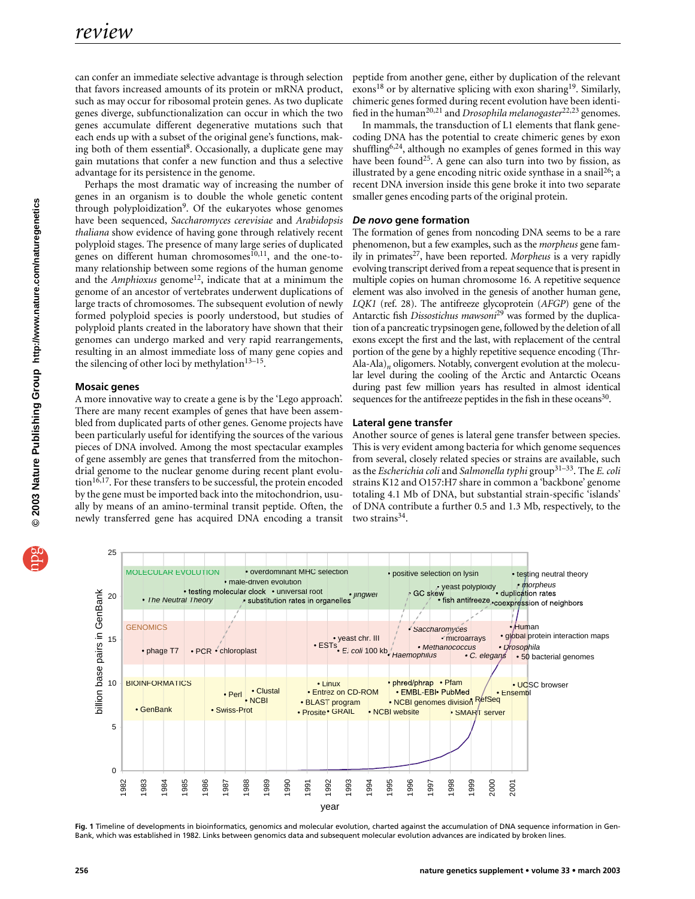can confer an immediate selective advantage is through selection that favors increased amounts of its protein or mRNA product, such as may occur for ribosomal protein genes. As two duplicate genes diverge, subfunctionalization can occur in which the two genes accumulate different degenerative mutations such that each ends up with a subset of the original gene's functions, making both of them essential[8]. Occasionally, a duplicate gene may gain mutations that confer a new function and thus a selective advantage for its persistence in the genome.

Perhaps the most dramatic way of increasing the number of genes in an organism is to double the whole genetic content through polyploidization[9]. Of the eukaryotes whose genomes have been sequenced, *Saccharomyces cerevisiae* and *Arabidopsis thaliana* show evidence of having gone through relatively recent polyploid stages. The presence of many large series of duplicated genes on different human chromosomes[10,11], and the one-to-many relationship between some regions of the human genome and the *Amphioxus* genome[12], indicate that at a minimum the genome of an ancestor of vertebrates underwent duplications of large tracts of chromosomes. The subsequent evolution of newly formed polyploid species is poorly understood, but studies of polyploid plants created in the laboratory have shown that their genomes can undergo marked and very rapid rearrangements, resulting in an almost immediate loss of many gene copies and the silencing of other loci by methylation[13–15].

### Mosaic genes

A more innovative way to create a gene is by the 'Lego approach'. There are many recent examples of genes that have been assembled from duplicated parts of other genes. Genome projects have been particularly useful for identifying the sources of the various pieces of DNA involved. Among the most spectacular examples of gene assembly are genes that transferred from the mitochondrial genome to the nuclear genome during recent plant evolution[16,17]. For these transfers to be successful, the protein encoded by the gene must be imported back into the mitochondrion, usually by means of an amino-terminal transit peptide. Often, the newly transferred gene has acquired DNA encoding a transit peptide from another gene, either by duplication of the relevant exons[18] or by alternative splicing with exon sharing[19]. Similarly, chimeric genes formed during recent evolution have been identified in the human[20,21] and *Drosophila melanogaster*[22,23] genomes.

In mammals, the transduction of L1 elements that flank gene-coding DNA has the potential to create chimeric genes by exon shuffling[6,24], although no examples of genes formed in this way have been found[25]. A gene can also turn into two by fission, as illustrated by a gene encoding nitric oxide synthase in a snail[26]; a recent DNA inversion inside this gene broke it into two separate smaller genes encoding parts of the original protein.

### *De novo* gene formation

The formation of genes from noncoding DNA seems to be a rare phenomenon, but a few examples, such as the *morpheus* gene family in primates[27], have been reported. *Morpheus* is a very rapidly evolving transcript derived from a repeat sequence that is present in multiple copies on human chromosome 16. A repetitive sequence element was also involved in the genesis of another human gene, *LQK1* (ref. 28). The antifreeze glycoprotein (*AFGP*) gene of the Antarctic fish *Dissostichus mawsoni*[29] was formed by the duplication of a pancreatic trypsinogen gene, followed by the deletion of all exons except the first and the last, with replacement of the central portion of the gene by a highly repetitive sequence encoding (Thr-Ala-Ala)$_n$ oligomers. Notably, convergent evolution at the molecular level during the cooling of the Arctic and Antarctic Oceans during past few million years has resulted in almost identical sequences for the antifreeze peptides in the fish in these oceans[30].

### Lateral gene transfer

Another source of genes is lateral gene transfer between species. This is very evident among bacteria for which genome sequences from several, closely related species or strains are available, such as the *Escherichia coli* and *Salmonella typhi* group[31–33]. The *E. coli* strains K12 and O157:H7 share in common a 'backbone' genome totaling 4.1 Mb of DNA, but substantial strain-specific 'islands' of DNA contribute a further 0.5 and 1.3 Mb, respectively, to the two strains[34].

**Fig. 1** Timeline of developments in bioinformatics, genomics and molecular evolution, charted against the accumulation of DNA sequence information in GenBank, which was established in 1982. Links between genomics data and subsequent molecular evolution advances are indicated by broken lines.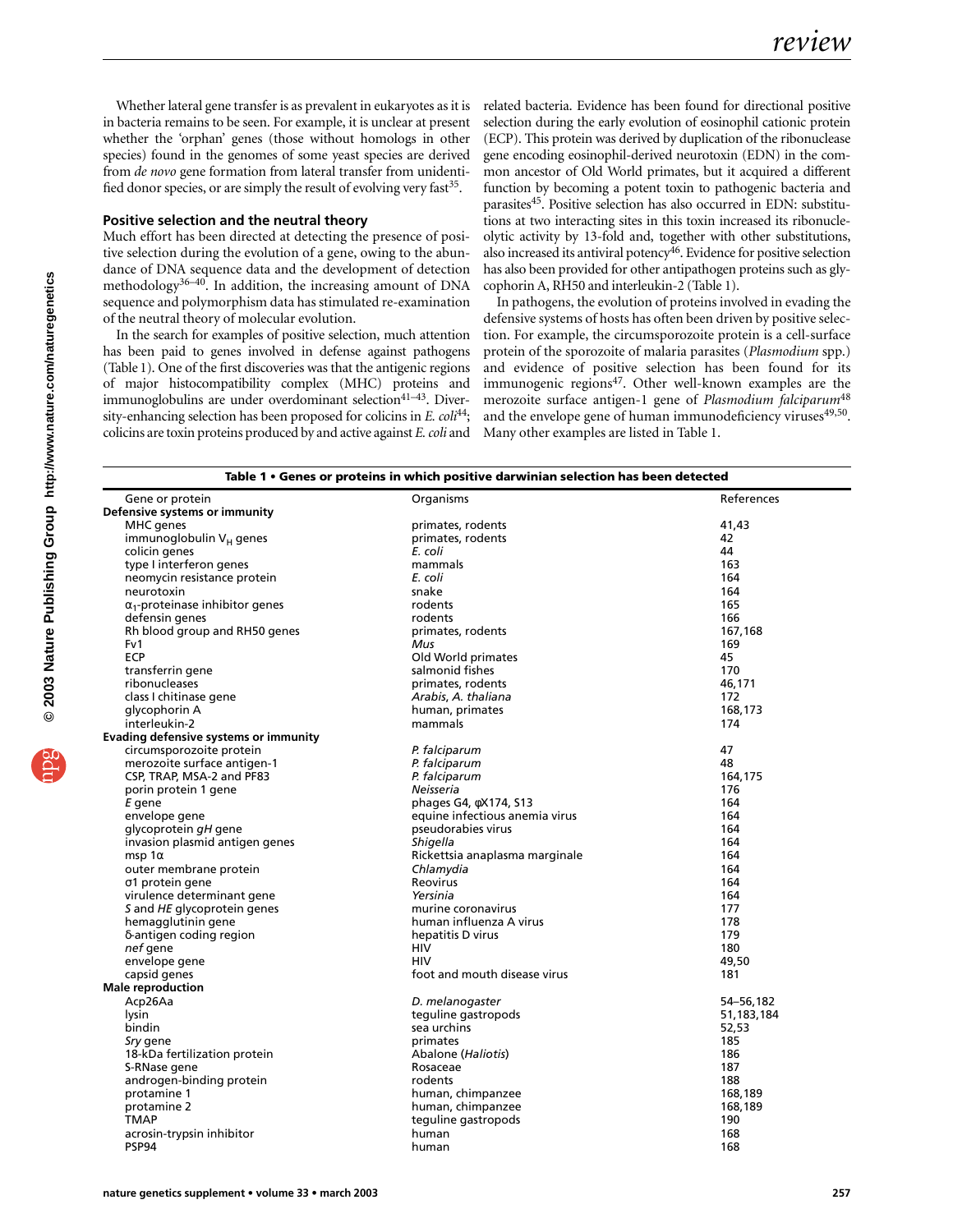Whether lateral gene transfer is as prevalent in eukaryotes as it is in bacteria remains to be seen. For example, it is unclear at present whether the 'orphan' genes (those without homologs in other species) found in the genomes of some yeast species are derived from *de novo* gene formation from lateral transfer from unidentified donor species, or are simply the result of evolving very fast[35].

### Positive selection and the neutral theory

Much effort has been directed at detecting the presence of positive selection during the evolution of a gene, owing to the abundance of DNA sequence data and the development of detection methodology[36–40]. In addition, the increasing amount of DNA sequence and polymorphism data has stimulated re-examination of the neutral theory of molecular evolution.

In the search for examples of positive selection, much attention has been paid to genes involved in defense against pathogens (Table 1). One of the first discoveries was that the antigenic regions of major histocompatibility complex (MHC) proteins and immunoglobulins are under overdominant selection[41–43]. Diversity-enhancing selection has been proposed for colicins in *E. coli*[44]; colicins are toxin proteins produced by and active against *E. coli* and related bacteria. Evidence has been found for directional positive selection during the early evolution of eosinophil cationic protein (ECP). This protein was derived by duplication of the ribonuclease gene encoding eosinophil-derived neurotoxin (EDN) in the common ancestor of Old World primates, but it acquired a different function by becoming a potent toxin to pathogenic bacteria and parasites[45]. Positive selection has also occurred in EDN: substitutions at two interacting sites in this toxin increased its ribonucleolytic activity by 13-fold and, together with other substitutions, also increased its antiviral potency[46]. Evidence for positive selection has also been provided for other antipathogen proteins such as glycophorin A, RH50 and interleukin-2 (Table 1).

In pathogens, the evolution of proteins involved in evading the defensive systems of hosts has often been driven by positive selection. For example, the circumsporozoite protein is a cell-surface protein of the sporozoite of malaria parasites (*Plasmodium* spp.) and evidence of positive selection has been found for its immunogenic regions[47]. Other well-known examples are the merozoite surface antigen-1 gene of *Plasmodium falciparum*[48] and the envelope gene of human immunodeficiency viruses[49,50]. Many other examples are listed in Table 1.

**Table 1 • Genes or proteins in which positive darwinian selection has been detected**

| Gene or protein | Organisms | References |
|---|---|---|
| **Defensive systems or immunity** | | |
| MHC genes | primates, rodents | 41,43 |
| immunoglobulin $V_H$ genes | primates, rodents | 42 |
| colicin genes | *E. coli* | 44 |
| type I interferon genes | mammals | 163 |
| neomycin resistance protein | *E. coli* | 164 |
| neurotoxin | snake | 164 |
| $\alpha_1$-proteinase inhibitor genes | rodents | 165 |
| defensin genes | rodents | 166 |
| Rh blood group and RH50 genes | primates, rodents | 167,168 |
| Fv1 | *Mus* | 169 |
| ECP | Old World primates | 45 |
| transferrin gene | salmonid fishes | 170 |
| ribonucleases | primates, rodents | 46,171 |
| class I chitinase gene | *Arabis, A. thaliana* | 172 |
| glycophorin A | human, primates | 168,173 |
| interleukin-2 | mammals | 174 |
| **Evading defensive systems or immunity** | | |
| circumsporozoite protein | *P. falciparum* | 47 |
| merozoite surface antigen-1 | *P. falciparum* | 48 |
| CSP, TRAP, MSA-2 and PF83 | *P. falciparum* | 164,175 |
| porin protein 1 gene | *Neisseria* | 176 |
| *E* gene | phages G4, φX174, S13 | 164 |
| envelope gene | equine infectious anemia virus | 164 |
| glycoprotein *gH* gene | pseudorabies virus | 164 |
| invasion plasmid antigen genes | *Shigella* | 164 |
| msp 1α | Rickettsia anaplasma marginale | 164 |
| outer membrane protein | *Chlamydia* | 164 |
| σ1 protein gene | Reovirus | 164 |
| virulence determinant gene | *Yersinia* | 164 |
| *S* and *HE* glycoprotein genes | murine coronavirus | 177 |
| hemagglutinin gene | human influenza A virus | 178 |
| δ-antigen coding region | hepatitis D virus | 179 |
| *nef* gene | HIV | 180 |
| envelope gene | HIV | 49,50 |
| capsid genes | foot and mouth disease virus | 181 |
| **Male reproduction** | | |
| Acp26Aa | *D. melanogaster* | 54–56,182 |
| lysin | teguline gastropods | 51,183,184 |
| bindin | sea urchins | 52,53 |
| *Sry* gene | primates | 185 |
| 18-kDa fertilization protein | Abalone (*Haliotis*) | 186 |
| S-RNase gene | Rosaceae | 187 |
| androgen-binding protein | rodents | 188 |
| protamine 1 | human, chimpanzee | 168,189 |
| protamine 2 | human, chimpanzee | 168,189 |
| TMAP | teguline gastropods | 190 |
| acrosin-trypsin inhibitor | human | 168 |
| PSP94 | human | 168 |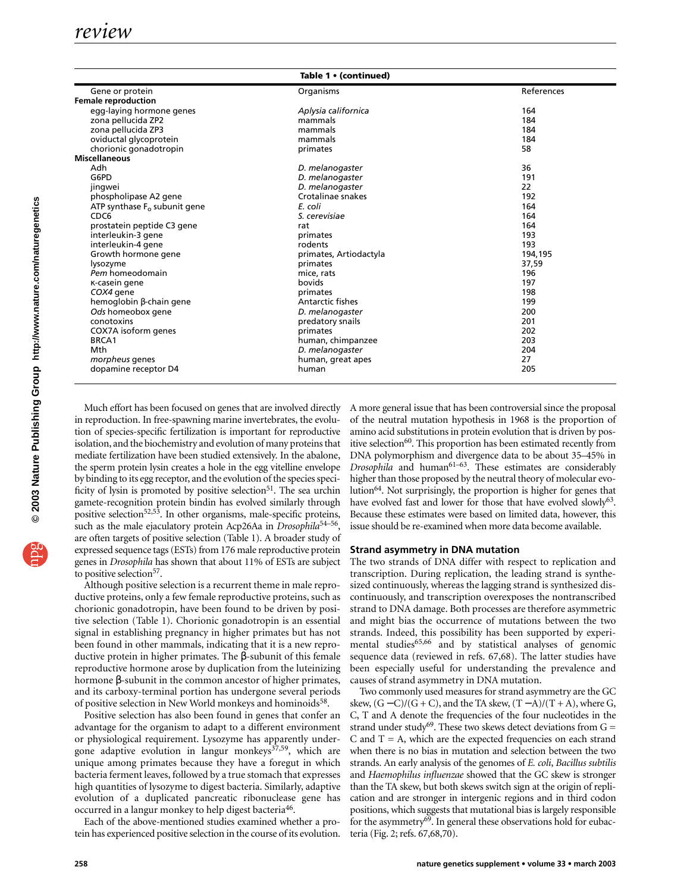**Table 1 • (continued)**

| Gene or protein | Organisms | References |
|---|---|---|
| **Female reproduction** | | |
| egg-laying hormone genes | *Aplysia californica* | 164 |
| zona pellucida ZP2 | mammals | 184 |
| zona pellucida ZP3 | mammals | 184 |
| oviductal glycoprotein | mammals | 184 |
| chorionic gonadotropin | primates | 58 |
| **Miscellaneous** | | |
| Adh | *D. melanogaster* | 36 |
| G6PD | *D. melanogaster* | 191 |
| jingwei | *D. melanogaster* | 22 |
| phospholipase A2 gene | Crotalinae snakes | 192 |
| ATP synthase $F_o$ subunit gene | *E. coli* | 164 |
| CDC6 | *S. cerevisiae* | 164 |
| prostatein peptide C3 gene | rat | 164 |
| interleukin-3 gene | primates | 193 |
| interleukin-4 gene | rodents | 193 |
| Growth hormone gene | primates, Artiodactyla | 194,195 |
| lysozyme | primates | 37,59 |
| *Pem* homeodomain | mice, rats | 196 |
| κ-casein gene | bovids | 197 |
| *COX4* gene | primates | 198 |
| hemoglobin β-chain gene | Antarctic fishes | 199 |
| *Ods* homeobox gene | *D. melanogaster* | 200 |
| conotoxins | predatory snails | 201 |
| COX7A isoform genes | primates | 202 |
| BRCA1 | human, chimpanzee | 203 |
| Mth | *D. melanogaster* | 204 |
| *morpheus* genes | human, great apes | 27 |
| dopamine receptor D4 | human | 205 |

Much effort has been focused on genes that are involved directly in reproduction. In free-spawning marine invertebrates, the evolution of species-specific fertilization is important for reproductive isolation, and the biochemistry and evolution of many proteins that mediate fertilization have been studied extensively. In the abalone, the sperm protein lysin creates a hole in the egg vitelline envelope by binding to its egg receptor, and the evolution of the species specificity of lysin is promoted by positive selection[51]. The sea urchin gamete-recognition protein bindin has evolved similarly through positive selection[52,53]. In other organisms, male-specific proteins, such as the male ejaculatory protein Acp26Aa in *Drosophila*[54–56], are often targets of positive selection (Table 1). A broader study of expressed sequence tags (ESTs) from 176 male reproductive protein genes in *Drosophila* has shown that about 11% of ESTs are subject to positive selection[57].

Although positive selection is a recurrent theme in male reproductive proteins, only a few female reproductive proteins, such as chorionic gonadotropin, have been found to be driven by positive selection (Table 1). Chorionic gonadotropin is an essential signal in establishing pregnancy in higher primates but has not been found in other mammals, indicating that it is a new reproductive protein in higher primates. The β-subunit of this female reproductive hormone arose by duplication from the luteinizing hormone β-subunit in the common ancestor of higher primates, and its carboxy-terminal portion has undergone several periods of positive selection in New World monkeys and hominoids[58].

Positive selection has also been found in genes that confer an advantage for the organism to adapt to a different environment or physiological requirement. Lysozyme has apparently undergone adaptive evolution in langur monkeys[37,59], which are unique among primates because they have a foregut in which bacteria ferment leaves, followed by a true stomach that expresses high quantities of lysozyme to digest bacteria. Similarly, adaptive evolution of a duplicated pancreatic ribonuclease gene has occurred in a langur monkey to help digest bacteria[46].

Each of the above-mentioned studies examined whether a protein has experienced positive selection in the course of its evolution. A more general issue that has been controversial since the proposal of the neutral mutation hypothesis in 1968 is the proportion of amino acid substitutions in protein evolution that is driven by positive selection[60]. This proportion has been estimated recently from DNA polymorphism and divergence data to be about 35–45% in *Drosophila* and human[61–63]. These estimates are considerably higher than those proposed by the neutral theory of molecular evolution[64]. Not surprisingly, the proportion is higher for genes that have evolved fast and lower for those that have evolved slowly[63]. Because these estimates were based on limited data, however, this issue should be re-examined when more data become available.

### Strand asymmetry in DNA mutation

The two strands of DNA differ with respect to replication and transcription. During replication, the leading strand is synthesized continuously, whereas the lagging strand is synthesized discontinuously, and transcription overexposes the nontranscribed strand to DNA damage. Both processes are therefore asymmetric and might bias the occurrence of mutations between the two strands. Indeed, this possibility has been supported by experimental studies[65,66] and by statistical analyses of genomic sequence data (reviewed in refs. 67,68). The latter studies have been especially useful for understanding the prevalence and causes of strand asymmetry in DNA mutation.

Two commonly used measures for strand asymmetry are the GC skew, $(G-C)/(G+C)$, and the TA skew, $(T-A)/(T+A)$, where G, C, T and A denote the frequencies of the four nucleotides in the strand under study[69]. These two skews detect deviations from $G = C$ and $T = A$, which are the expected frequencies on each strand when there is no bias in mutation and selection between the two strands. An early analysis of the genomes of *E. coli*, *Bacillus subtilis* and *Haemophilus influenzae* showed that the GC skew is stronger than the TA skew, but both skews switch sign at the origin of replication and are stronger in intergenic regions and in third codon positions, which suggests that mutational bias is largely responsible for the asymmetry[69]. In general these observations hold for eubacteria (Fig. 2; refs. 67,68,70).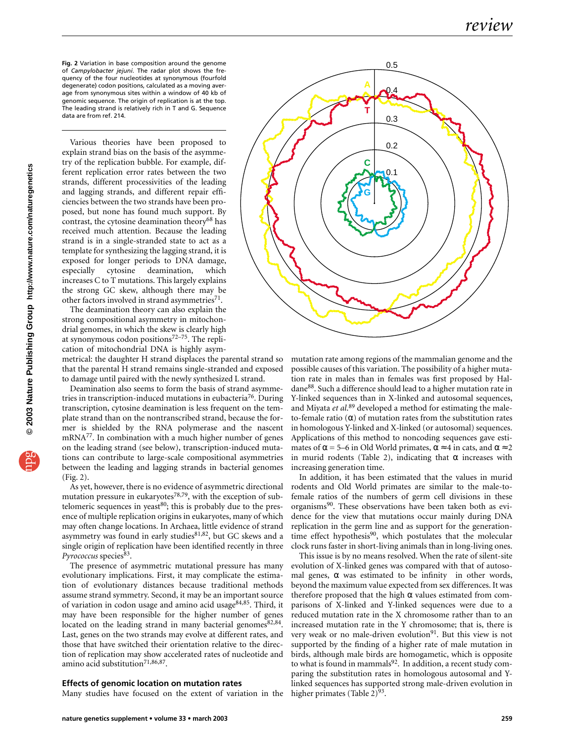**Fig. 2** Variation in base composition around the genome of *Campylobacter jejuni*. The radar plot shows the frequency of the four nucleotides at synonymous (fourfold degenerate) codon positions, calculated as a moving average from synonymous sites within a window of 40 kb of genomic sequence. The origin of replication is at the top. The leading strand is relatively rich in T and G. Sequence data are from ref. 214.

Various theories have been proposed to explain strand bias on the basis of the asymmetry of the replication bubble. For example, different replication error rates between the two strands, different processivities of the leading and lagging strands, and different repair efficiencies between the two strands have been proposed, but none has found much support. By contrast, the cytosine deamination theory[68] has received much attention. Because the leading strand is in a single-stranded state to act as a template for synthesizing the lagging strand, it is exposed for longer periods to DNA damage, especially cytosine deamination, which increases C to T mutations. This largely explains the strong GC skew, although there may be other factors involved in strand asymmetries[71].

The deamination theory can also explain the strong compositional asymmetry in mitochondrial genomes, in which the skew is clearly high at synonymous codon positions[72–75]. The replication of mitochondrial DNA is highly asymmetrical: the daughter H strand displaces the parental strand so that the parental H strand remains single-stranded and exposed to damage until paired with the newly synthesized L strand.

Deamination also seems to form the basis of strand asymmetries in transcription-induced mutations in eubacteria[76]. During transcription, cytosine deamination is less frequent on the template strand than on the nontranscribed strand, because the former is shielded by the RNA polymerase and the nascent mRNA[77]. In combination with a much higher number of genes on the leading strand (see below), transcription-induced mutations can contribute to large-scale compositional asymmetries between the leading and lagging strands in bacterial genomes (Fig. 2).

As yet, however, there is no evidence of asymmetric directional mutation pressure in eukaryotes[78,79], with the exception of subtelomeric sequences in yeast[80]; this is probably due to the presence of multiple replication origins in eukaryotes, many of which may often change locations. In Archaea, little evidence of strand asymmetry was found in early studies[81,82], but GC skews and a single origin of replication have been identified recently in three *Pyrococcus* species[83].

The presence of asymmetric mutational pressure has many evolutionary implications. First, it may complicate the estimation of evolutionary distances because traditional methods assume strand symmetry. Second, it may be an important source of variation in codon usage and amino acid usage[84,85]. Third, it may have been responsible for the higher number of genes located on the leading strand in many bacterial genomes[82,84]. Last, genes on the two strands may evolve at different rates, and those that have switched their orientation relative to the direction of replication may show accelerated rates of nucleotide and amino acid substitution[71,86,87].

## Effects of genomic location on mutation rates

Many studies have focused on the extent of variation in the mutation rate among regions of the mammalian genome and the possible causes of this variation. The possibility of a higher mutation rate in males than in females was first proposed by Haldane[88]. Such a difference should lead to a higher mutation rate in Y-linked sequences than in X-linked and autosomal sequences, and Miyata *et al.*[89] developed a method for estimating the male-to-female ratio ($\alpha$) of mutation rates from the substitution rates in homologous Y-linked and X-linked (or autosomal) sequences. Applications of this method to noncoding sequences gave estimates of $\alpha = 5$–6 in Old World primates, $\alpha \approx 4$ in cats, and $\alpha \approx 2$ in murid rodents (Table 2), indicating that $\alpha$ increases with increasing generation time.

In addition, it has been estimated that the values in murid rodents and Old World primates are similar to the male-to-female ratios of the numbers of germ cell divisions in these organisms[90]. These observations have been taken both as evidence for the view that mutations occur mainly during DNA replication in the germ line and as support for the generation-time effect hypothesis[90], which postulates that the molecular clock runs faster in short-living animals than in long-living ones.

This issue is by no means resolved. When the rate of silent-site evolution of X-linked genes was compared with that of autosomal genes, $\alpha$ was estimated to be infinity in other words, beyond the maximum value expected from sex differences. It was therefore proposed that the high $\alpha$ values estimated from comparisons of X-linked and Y-linked sequences were due to a reduced mutation rate in the X chromosome rather than to an increased mutation rate in the Y chromosome; that is, there is very weak or no male-driven evolution[91]. But this view is not supported by the finding of a higher rate of male mutation in birds, although male birds are homogametic, which is opposite to what is found in mammals[92]. In addition, a recent study comparing the substitution rates in homologous autosomal and Y-linked sequences has supported strong male-driven evolution in higher primates (Table 2)[93].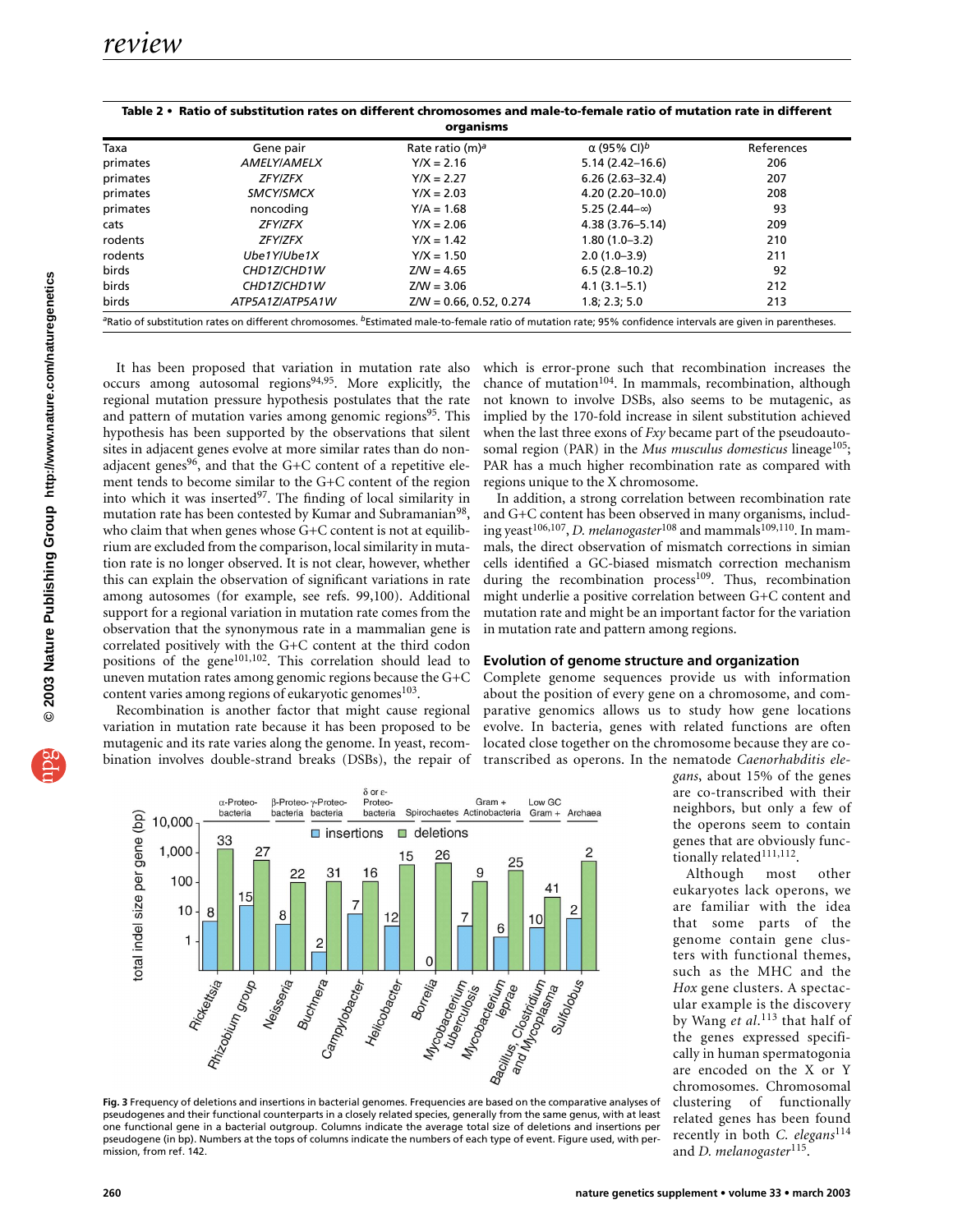**Table 2 • Ratio of substitution rates on different chromosomes and male-to-female ratio of mutation rate in different organisms**

| Taxa | Gene pair | Rate ratio (m)[a] | α (95% CI)[b] | References |
|---|---|---|---|---|
| primates | *AMELY/AMELX* | Y/X = 2.16 | 5.14 (2.42–16.6) | 206 |
| primates | *ZFY/ZFX* | Y/X = 2.27 | 6.26 (2.63–32.4) | 207 |
| primates | *SMCY/SMCX* | Y/X = 2.03 | 4.20 (2.20–10.0) | 208 |
| primates | noncoding | Y/A = 1.68 | 5.25 (2.44–∞) | 93 |
| cats | *ZFY/ZFX* | Y/X = 2.06 | 4.38 (3.76–5.14) | 209 |
| rodents | *ZFY/ZFX* | Y/X = 1.42 | 1.80 (1.0–3.2) | 210 |
| rodents | *Ube1Y/Ube1X* | Y/X = 1.50 | 2.0 (1.0–3.9) | 211 |
| birds | *CHD1Z/CHD1W* | Z/W = 4.65 | 6.5 (2.8–10.2) | 92 |
| birds | *CHD1Z/CHD1W* | Z/W = 3.06 | 4.1 (3.1–5.1) | 212 |
| birds | *ATP5A1Z/ATP5A1W* | Z/W = 0.66, 0.52, 0.274 | 1.8; 2.3; 5.0 | 213 |

[a]Ratio of substitution rates on different chromosomes. [b]Estimated male-to-female ratio of mutation rate; 95% confidence intervals are given in parentheses.

It has been proposed that variation in mutation rate also occurs among autosomal regions[94,95]. More explicitly, the regional mutation pressure hypothesis postulates that the rate and pattern of mutation varies among genomic regions[95]. This hypothesis has been supported by the observations that silent sites in adjacent genes evolve at more similar rates than do non-adjacent genes[96], and that the G+C content of a repetitive element tends to become similar to the G+C content of the region into which it was inserted[97]. The finding of local similarity in mutation rate has been contested by Kumar and Subramanian[98], who claim that when genes whose G+C content is not at equilibrium are excluded from the comparison, local similarity in mutation rate is no longer observed. It is not clear, however, whether this can explain the observation of significant variations in rate among autosomes (for example, see refs. 99,100). Additional support for a regional variation in mutation rate comes from the observation that the synonymous rate in a mammalian gene is correlated positively with the G+C content at the third codon positions of the gene[101,102]. This correlation should lead to uneven mutation rates among genomic regions because the G+C content varies among regions of eukaryotic genomes[103].

Recombination is another factor that might cause regional variation in mutation rate because it has been proposed to be mutagenic and its rate varies along the genome. In yeast, recombination involves double-strand breaks (DSBs), the repair of which is error-prone such that recombination increases the chance of mutation[104]. In mammals, recombination, although not known to involve DSBs, also seems to be mutagenic, as implied by the 170-fold increase in silent substitution achieved when the last three exons of *Fxy* became part of the pseudoautosomal region (PAR) in the *Mus musculus domesticus* lineage[105]; PAR has a much higher recombination rate as compared with regions unique to the X chromosome.

In addition, a strong correlation between recombination rate and G+C content has been observed in many organisms, including yeast[106,107], *D. melanogaster*[108] and mammals[109,110]. In mammals, the direct observation of mismatch corrections in simian cells identified a GC-biased mismatch correction mechanism during the recombination process[109]. Thus, recombination might underlie a positive correlation between G+C content and mutation rate and might be an important factor for the variation in mutation rate and pattern among regions.

## Evolution of genome structure and organization

Complete genome sequences provide us with information about the position of every gene on a chromosome, and comparative genomics allows us to study how gene locations evolve. In bacteria, genes with related functions are often located close together on the chromosome because they are co-transcribed as operons. In the nematode *Caenorhabditis elegans*, about 15% of the genes are co-transcribed with their neighbors, but only a few of the operons seem to contain genes that are obviously functionally related[111,112].

Although most other eukaryotes lack operons, we are familiar with the idea that some parts of the genome contain gene clusters with functional themes, such as the MHC and the *Hox* gene clusters. A spectacular example is the discovery by Wang *et al.*[113] that half of the genes expressed specifically in human spermatogonia are encoded on the X or Y chromosomes. Chromosomal clustering of functionally related genes has been found recently in both *C. elegans*[114] and *D. melanogaster*[115].

**Fig. 3** Frequency of deletions and insertions in bacterial genomes. Frequencies are based on the comparative analyses of pseudogenes and their functional counterparts in a closely related species, generally from the same genus, with at least one functional gene in a bacterial outgroup. Columns indicate the average total size of deletions and insertions per pseudogene (in bp). Numbers at the tops of columns indicate the numbers of each type of event. Figure used, with permission, from ref. 142.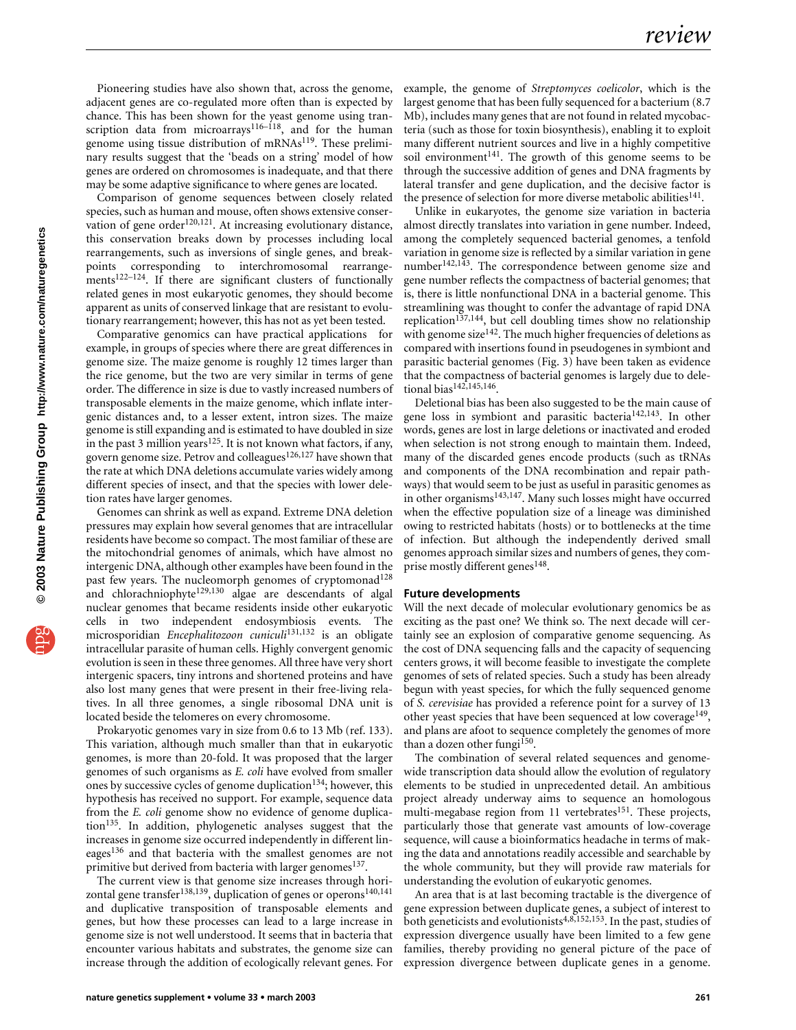Pioneering studies have also shown that, across the genome, adjacent genes are co-regulated more often than is expected by chance. This has been shown for the yeast genome using transcription data from microarrays[116–118], and for the human genome using tissue distribution of mRNAs[119]. These preliminary results suggest that the 'beads on a string' model of how genes are ordered on chromosomes is inadequate, and that there may be some adaptive significance to where genes are located.

Comparison of genome sequences between closely related species, such as human and mouse, often shows extensive conservation of gene order[120,121]. At increasing evolutionary distance, this conservation breaks down by processes including local rearrangements, such as inversions of single genes, and breakpoints corresponding to interchromosomal rearrangements[122–124]. If there are significant clusters of functionally related genes in most eukaryotic genomes, they should become apparent as units of conserved linkage that are resistant to evolutionary rearrangement; however, this has not as yet been tested.

Comparative genomics can have practical applications for example, in groups of species where there are great differences in genome size. The maize genome is roughly 12 times larger than the rice genome, but the two are very similar in terms of gene order. The difference in size is due to vastly increased numbers of transposable elements in the maize genome, which inflate intergenic distances and, to a lesser extent, intron sizes. The maize genome is still expanding and is estimated to have doubled in size in the past 3 million years[125]. It is not known what factors, if any, govern genome size. Petrov and colleagues[126,127] have shown that the rate at which DNA deletions accumulate varies widely among different species of insect, and that the species with lower deletion rates have larger genomes.

Genomes can shrink as well as expand. Extreme DNA deletion pressures may explain how several genomes that are intracellular residents have become so compact. The most familiar of these are the mitochondrial genomes of animals, which have almost no intergenic DNA, although other examples have been found in the past few years. The nucleomorph genomes of cryptomonad[128] and chlorachniophyte[129,130] algae are descendants of algal nuclear genomes that became residents inside other eukaryotic cells in two independent endosymbiosis events. The microsporidian *Encephalitozoon cuniculi*[131,132] is an obligate intracellular parasite of human cells. Highly convergent genomic evolution is seen in these three genomes. All three have very short intergenic spacers, tiny introns and shortened proteins and have also lost many genes that were present in their free-living relatives. In all three genomes, a single ribosomal DNA unit is located beside the telomeres on every chromosome.

Prokaryotic genomes vary in size from 0.6 to 13 Mb (ref. 133). This variation, although much smaller than that in eukaryotic genomes, is more than 20-fold. It was proposed that the larger genomes of such organisms as *E. coli* have evolved from smaller ones by successive cycles of genome duplication[134]; however, this hypothesis has received no support. For example, sequence data from the *E. coli* genome show no evidence of genome duplication[135]. In addition, phylogenetic analyses suggest that the increases in genome size occurred independently in different lineages[136] and that bacteria with the smallest genomes are not primitive but derived from bacteria with larger genomes[137].

The current view is that genome size increases through horizontal gene transfer[138,139], duplication of genes or operons[140,141] and duplicative transposition of transposable elements and genes, but how these processes can lead to a large increase in genome size is not well understood. It seems that in bacteria that encounter various habitats and substrates, the genome size can increase through the addition of ecologically relevant genes. For example, the genome of *Streptomyces coelicolor*, which is the largest genome that has been fully sequenced for a bacterium (8.7 Mb), includes many genes that are not found in related mycobacteria (such as those for toxin biosynthesis), enabling it to exploit many different nutrient sources and live in a highly competitive soil environment[141]. The growth of this genome seems to be through the successive addition of genes and DNA fragments by lateral transfer and gene duplication, and the decisive factor is the presence of selection for more diverse metabolic abilities[141].

Unlike in eukaryotes, the genome size variation in bacteria almost directly translates into variation in gene number. Indeed, among the completely sequenced bacterial genomes, a tenfold variation in genome size is reflected by a similar variation in gene number[142,143]. The correspondence between genome size and gene number reflects the compactness of bacterial genomes; that is, there is little nonfunctional DNA in a bacterial genome. This streamlining was thought to confer the advantage of rapid DNA replication[137,144], but cell doubling times show no relationship with genome size[142]. The much higher frequencies of deletions as compared with insertions found in pseudogenes in symbiont and parasitic bacterial genomes (Fig. 3) have been taken as evidence that the compactness of bacterial genomes is largely due to deletional bias[142,145,146].

Deletional bias has been also suggested to be the main cause of gene loss in symbiont and parasitic bacteria[142,143]. In other words, genes are lost in large deletions or inactivated and eroded when selection is not strong enough to maintain them. Indeed, many of the discarded genes encode products (such as tRNAs and components of the DNA recombination and repair pathways) that would seem to be just as useful in parasitic genomes as in other organisms[143,147]. Many such losses might have occurred when the effective population size of a lineage was diminished owing to restricted habitats (hosts) or to bottlenecks at the time of infection. But although the independently derived small genomes approach similar sizes and numbers of genes, they comprise mostly different genes[148].

## Future developments

Will the next decade of molecular evolutionary genomics be as exciting as the past one? We think so. The next decade will certainly see an explosion of comparative genome sequencing. As the cost of DNA sequencing falls and the capacity of sequencing centers grows, it will become feasible to investigate the complete genomes of sets of related species. Such a study has been already begun with yeast species, for which the fully sequenced genome of *S. cerevisiae* has provided a reference point for a survey of 13 other yeast species that have been sequenced at low coverage[149], and plans are afoot to sequence completely the genomes of more than a dozen other fungi[150].

The combination of several related sequences and genome-wide transcription data should allow the evolution of regulatory elements to be studied in unprecedented detail. An ambitious project already underway aims to sequence an homologous multi-megabase region from 11 vertebrates[151]. These projects, particularly those that generate vast amounts of low-coverage sequence, will cause a bioinformatics headache in terms of making the data and annotations readily accessible and searchable by the whole community, but they will provide raw materials for understanding the evolution of eukaryotic genomes.

An area that is at last becoming tractable is the divergence of gene expression between duplicate genes, a subject of interest to both geneticists and evolutionists[4,8,152,153]. In the past, studies of expression divergence usually have been limited to a few gene families, thereby providing no general picture of the pace of expression divergence between duplicate genes in a genome.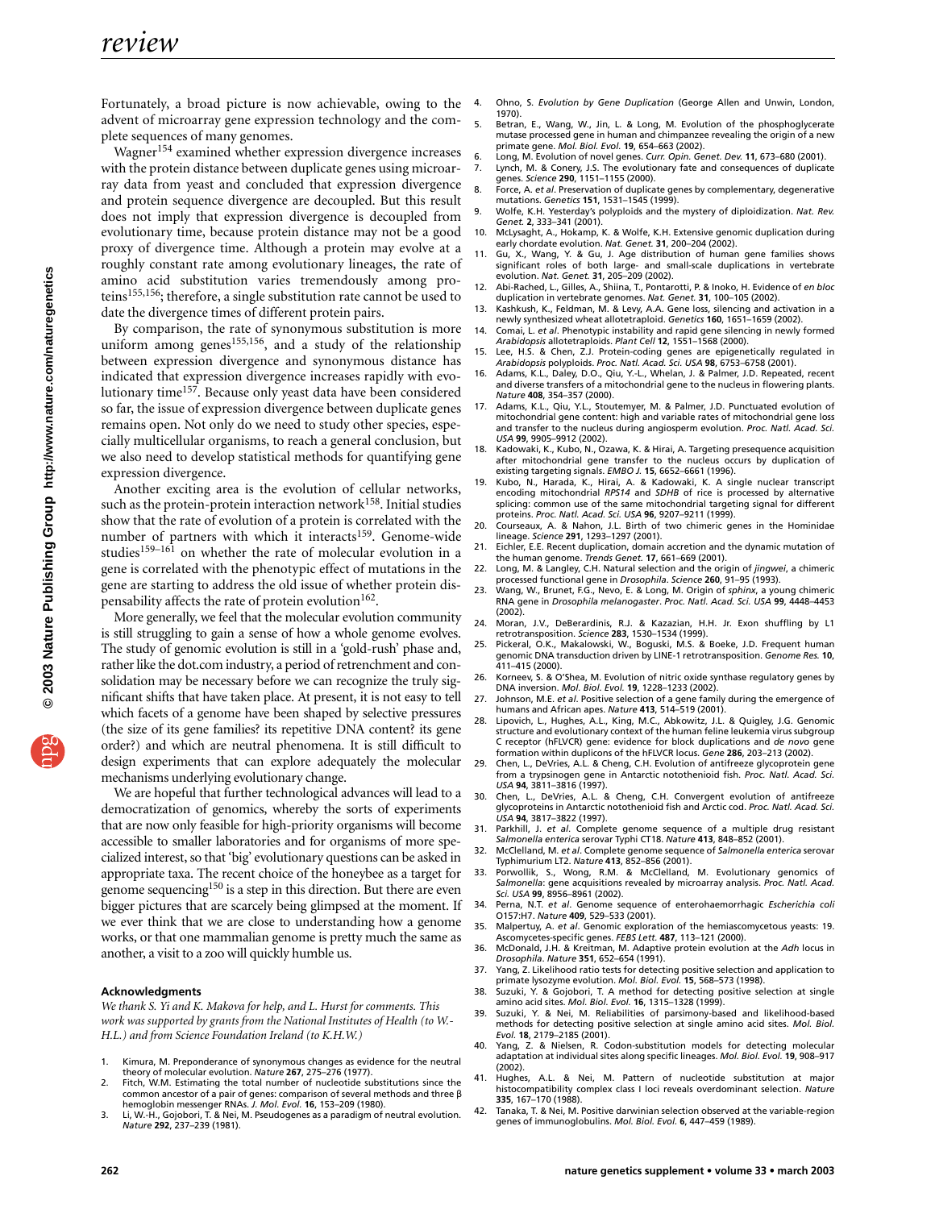Fortunately, a broad picture is now achievable, owing to the advent of microarray gene expression technology and the complete sequences of many genomes.

Wagner[154] examined whether expression divergence increases with the protein distance between duplicate genes using microarray data from yeast and concluded that expression divergence and protein sequence divergence are decoupled. But this result does not imply that expression divergence is decoupled from evolutionary time, because protein distance may not be a good proxy of divergence time. Although a protein may evolve at a roughly constant rate among evolutionary lineages, the rate of amino acid substitution varies tremendously among proteins[155,156]; therefore, a single substitution rate cannot be used to date the divergence times of different protein pairs.

By comparison, the rate of synonymous substitution is more uniform among genes[155,156], and a study of the relationship between expression divergence and synonymous distance has indicated that expression divergence increases rapidly with evolutionary time[157]. Because only yeast data have been considered so far, the issue of expression divergence between duplicate genes remains open. Not only do we need to study other species, especially multicellular organisms, to reach a general conclusion, but we also need to develop statistical methods for quantifying gene expression divergence.

Another exciting area is the evolution of cellular networks, such as the protein-protein interaction network[158]. Initial studies show that the rate of evolution of a protein is correlated with the number of partners with which it interacts[159]. Genome-wide studies[159–161] on whether the rate of molecular evolution in a gene is correlated with the phenotypic effect of mutations in the gene are starting to address the old issue of whether protein dispensability affects the rate of protein evolution[162].

More generally, we feel that the molecular evolution community is still struggling to gain a sense of how a whole genome evolves. The study of genomic evolution is still in a 'gold-rush' phase and, rather like the dot.com industry, a period of retrenchment and consolidation may be necessary before we can recognize the truly significant shifts that have taken place. At present, it is not easy to tell which facets of a genome have been shaped by selective pressures (the size of its gene families? its repetitive DNA content? its gene order?) and which are neutral phenomena. It is still difficult to design experiments that can explore adequately the molecular mechanisms underlying evolutionary change.

We are hopeful that further technological advances will lead to a democratization of genomics, whereby the sorts of experiments that are now only feasible for high-priority organisms will become accessible to smaller laboratories and for organisms of more specialized interest, so that 'big' evolutionary questions can be asked in appropriate taxa. The recent choice of the honeybee as a target for genome sequencing[150] is a step in this direction. But there are even bigger pictures that are scarcely being glimpsed at the moment. If we ever think that we are close to understanding how a genome works, or that one mammalian genome is pretty much the same as another, a visit to a zoo will quickly humble us.

### Acknowledgments

*We thank S. Yi and K. Makova for help, and L. Hurst for comments. This work was supported by grants from the National Institutes of Health (to W.-H.L.) and from Science Foundation Ireland (to K.H.W.)*

1. Kimura, M. Preponderance of synonymous changes as evidence for the neutral theory of molecular evolution. *Nature* **267**, 275–276 (1977).
2. Fitch, W.M. Estimating the total number of nucleotide substitutions since the common ancestor of a pair of genes: comparison of several methods and three β hemoglobin messenger RNAs. *J. Mol. Evol.* **16**, 153–209 (1980).
3. Li, W.-H., Gojobori, T. & Nei, M. Pseudogenes as a paradigm of neutral evolution. *Nature* **292**, 237–239 (1981).
4. Ohno, S. *Evolution by Gene Duplication* (George Allen and Unwin, London, 1970).
5. Betran, E., Wang, W., Jin, L. & Long, M. Evolution of the phosphoglycerate mutase processed gene in human and chimpanzee revealing the origin of a new primate gene. *Mol. Biol. Evol.* **19**, 654–663 (2002).
6. Long, M. Evolution of novel genes. *Curr. Opin. Genet. Dev.* **11**, 673–680 (2001).
7. Lynch, M. & Conery, J.S. The evolutionary fate and consequences of duplicate genes. *Science* **290**, 1151–1155 (2000).
8. Force, A. *et al*. Preservation of duplicate genes by complementary, degenerative mutations. *Genetics* **151**, 1531–1545 (1999).
9. Wolfe, K.H. Yesterday's polyploids and the mystery of diploidization. *Nat. Rev. Genet.* **2**, 333–341 (2001).
10. McLysaght, A., Hokamp, K. & Wolfe, K.H. Extensive genomic duplication during early chordate evolution. *Nat. Genet.* **31**, 200–204 (2002).
11. Gu, X., Wang, Y. & Gu, J. Age distribution of human gene families shows significant roles of both large- and small-scale duplications in vertebrate evolution. *Nat. Genet.* **31**, 205–209 (2002).
12. Abi-Rached, L., Gilles, A., Shiina, T., Pontarotti, P. & Inoko, H. Evidence of *en bloc* duplication in vertebrate genomes. *Nat. Genet.* **31**, 100–105 (2002).
13. Kashkush, K., Feldman, M. & Levy, A.A. Gene loss, silencing and activation in a newly synthesized wheat allotetraploid. *Genetics* **160**, 1651–1659 (2002).
14. Comai, L. *et al*. Phenotypic instability and rapid gene silencing in newly formed *Arabidopsis* allotetraploids. *Plant Cell* **12**, 1551–1568 (2000).
15. Lee, H.S. & Chen, Z.J. Protein-coding genes are epigenetically regulated in *Arabidopsis* polyploids. *Proc. Natl. Acad. Sci. USA* **98**, 6753–6758 (2001).
16. Adams, K.L., Daley, D.O., Qiu, Y.-L., Whelan, J. & Palmer, J.D. Repeated, recent and diverse transfers of a mitochondrial gene to the nucleus in flowering plants. *Nature* **408**, 354–357 (2000).
17. Adams, K.L., Qiu, Y.L., Stoutemyer, M. & Palmer, J.D. Punctuated evolution of mitochondrial gene content: high and variable rates of mitochondrial gene loss and transfer to the nucleus during angiosperm evolution. *Proc. Natl. Acad. Sci. USA* **99**, 9905–9912 (2002).
18. Kadowaki, K., Kubo, N., Ozawa, K. & Hirai, A. Targeting presequence acquisition after mitochondrial gene transfer to the nucleus occurs by duplication of existing targeting signals. *EMBO J.* **15**, 6652–6661 (1996).
19. Kubo, N., Harada, K., Hirai, A. & Kadowaki, K. A single nuclear transcript encoding mitochondrial *RPS14* and *SDHB* of rice is processed by alternative splicing: common use of the same mitochondrial targeting signal for different proteins. *Proc. Natl. Acad. Sci. USA* **96**, 9207–9211 (1999).
20. Courseaux, A. & Nahon, J.L. Birth of two chimeric genes in the Hominidae lineage. *Science* **291**, 1293–1297 (2001).
21. Eichler, E.E. Recent duplication, domain accretion and the dynamic mutation of the human genome. *Trends Genet.* **17**, 661–669 (2001).
22. Long, M. & Langley, C.H. Natural selection and the origin of *jingwei*, a chimeric processed functional gene in *Drosophila*. *Science* **260**, 91–95 (1993).
23. Wang, W., Brunet, F.G., Nevo, E. & Long, M. Origin of *sphinx*, a young chimeric RNA gene in *Drosophila melanogaster*. *Proc. Natl. Acad. Sci. USA* **99**, 4448–4453 (2002).
24. Moran, J.V., DeBerardinis, R.J. & Kazazian, H.H. Jr. Exon shuffling by L1 retrotransposition. *Science* **283**, 1530–1534 (1999).
25. Pickeral, O.K., Makalowski, W., Boguski, M.S. & Boeke, J.D. Frequent human genomic DNA transduction driven by LINE-1 retrotransposition. *Genome Res.* **10**, 411–415 (2000).
26. Korneev, S. & O'Shea, M. Evolution of nitric oxide synthase regulatory genes by DNA inversion. *Mol. Biol. Evol.* **19**, 1228–1233 (2002).
27. Johnson, M.E. *et al*. Positive selection of a gene family during the emergence of humans and African apes. *Nature* **413**, 514–519 (2001).
28. Lipovich, L., Hughes, A.L., King, M.C., Abkowitz, J.L. & Quigley, J.G. Genomic structure and evolutionary context of the human feline leukemia virus subgroup C receptor (hFLVCR) gene: evidence for block duplications and *de novo* gene formation within duplicons of the hFLVCR locus. *Gene* **286**, 203–213 (2002).
29. Chen, L., DeVries, A.L. & Cheng, C.H. Evolution of antifreeze glycoprotein gene from a trypsinogen gene in Antarctic notothenioid fish. *Proc. Natl. Acad. Sci. USA* **94**, 3811–3816 (1997).
30. Chen, L., DeVries, A.L. & Cheng, C.H. Convergent evolution of antifreeze glycoproteins in Antarctic notothenioid fish and Arctic cod. *Proc. Natl. Acad. Sci. USA* **94**, 3817–3822 (1997).
31. Parkhill, J. *et al*. Complete genome sequence of a multiple drug resistant *Salmonella enterica* serovar Typhi CT18. *Nature* **413**, 848–852 (2001).
32. McClelland, M. *et al*. Complete genome sequence of *Salmonella enterica* serovar Typhimurium LT2. *Nature* **413**, 852–856 (2001).
33. Porwollik, S., Wong, R.M. & McClelland, M. Evolutionary genomics of *Salmonella*: gene acquisitions revealed by microarray analysis. *Proc. Natl. Acad. Sci. USA* **99**, 8956–8961 (2002).
34. Perna, N.T. *et al*. Genome sequence of enterohaemorrhagic *Escherichia coli* O157:H7. *Nature* **409**, 529–533 (2001).
35. Malpertuy, A. *et al*. Genomic exploration of the hemiascomycetous yeasts: 19. Ascomycetes-specific genes. *FEBS Lett.* **487**, 113–121 (2000).
36. McDonald, J.H. & Kreitman, M. Adaptive protein evolution at the *Adh* locus in *Drosophila*. *Nature* **351**, 652–654 (1991).
37. Yang, Z. Likelihood ratio tests for detecting positive selection and application to primate lysozyme evolution. *Mol. Biol. Evol.* **15**, 568–573 (1998).
38. Suzuki, Y. & Gojobori, T. A method for detecting positive selection at single amino acid sites. *Mol. Biol. Evol.* **16**, 1315–1328 (1999).
39. Suzuki, Y. & Nei, M. Reliabilities of parsimony-based and likelihood-based methods for detecting positive selection at single amino acid sites. *Mol. Biol. Evol.* **18**, 2179–2185 (2001).
40. Yang, Z. & Nielsen, R. Codon-substitution models for detecting molecular adaptation at individual sites along specific lineages. *Mol. Biol. Evol.* **19**, 908–917 (2002).
41. Hughes, A.L. & Nei, M. Pattern of nucleotide substitution at major histocompatibility complex class I loci reveals overdominant selection. *Nature* **335**, 167–170 (1988).
42. Tanaka, T. & Nei, M. Positive darwinian selection observed at the variable-region genes of immunoglobulins. *Mol. Biol. Evol.* **6**, 447–459 (1989).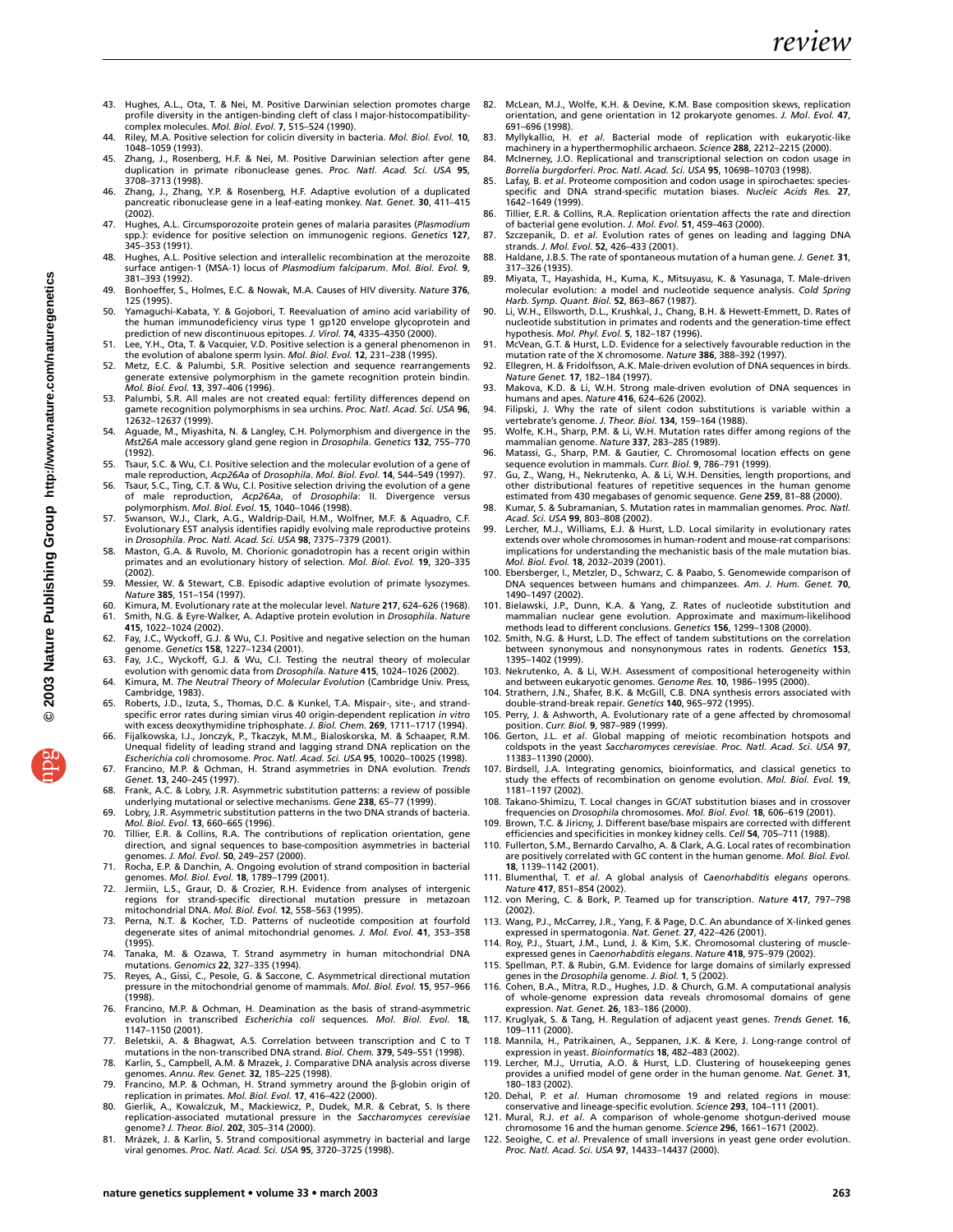43. Hughes, A.L., Ota, T. & Nei, M. Positive Darwinian selection promotes charge profile diversity in the antigen-binding cleft of class I major-histocompatibility-complex molecules. *Mol. Biol. Evol.* **7**, 515–524 (1990).
44. Riley, M.A. Positive selection for colicin diversity in bacteria. *Mol. Biol. Evol.* **10**, 1048–1059 (1993).
45. Zhang, J., Rosenberg, H.F. & Nei, M. Positive Darwinian selection after gene duplication in primate ribonuclease genes. *Proc. Natl. Acad. Sci. USA* **95**, 3708–3713 (1998).
46. Zhang, J., Zhang, Y.P. & Rosenberg, H.F. Adaptive evolution of a duplicated pancreatic ribonuclease gene in a leaf-eating monkey. *Nat. Genet.* **30**, 411–415 (2002).
47. Hughes, A.L. Circumsporozoite protein genes of malaria parasites (*Plasmodium* spp.): evidence for positive selection on immunogenic regions. *Genetics* **127**, 345–353 (1991).
48. Hughes, A.L. Positive selection and interallelic recombination at the merozoite surface antigen-1 (MSA-1) locus of *Plasmodium falciparum*. *Mol. Biol. Evol.* **9**, 381–393 (1992).
49. Bonhoeffer, S., Holmes, E.C. & Nowak, M.A. Causes of HIV diversity. *Nature* **376**, 125 (1995).
50. Yamaguchi-Kabata, Y. & Gojobori, T. Reevaluation of amino acid variability of the human immunodeficiency virus type 1 gp120 envelope glycoprotein and prediction of new discontinuous epitopes. *J. Virol.* **74**, 4335–4350 (2000).
51. Lee, Y.H., Ota, T. & Vacquier, V.D. Positive selection is a general phenomenon in the evolution of abalone sperm lysin. *Mol. Biol. Evol.* **12**, 231–238 (1995).
52. Metz, E.C. & Palumbi, S.R. Positive selection and sequence rearrangements generate extensive polymorphism in the gamete recognition protein bindin. *Mol. Biol. Evol.* **13**, 397–406 (1996).
53. Palumbi, S.R. All males are not created equal: fertility differences depend on gamete recognition polymorphisms in sea urchins. *Proc. Natl. Acad. Sci. USA* **96**, 12632–12637 (1999).
54. Aguade, M., Miyashita, N. & Langley, C.H. Polymorphism and divergence in the *Mst26A* male accessory gland gene region in *Drosophila*. *Genetics* **132**, 755–770 (1992).
55. Tsaur, S.C. & Wu, C.I. Positive selection and the molecular evolution of a gene of male reproduction, *Acp26Aa* of *Drosophila*. *Mol. Biol. Evol.* **14**, 544–549 (1997).
56. Tsaur, S.C., Ting, C.T. & Wu, C.I. Positive selection driving the evolution of a gene of male reproduction, *Acp26Aa*, of *Drosophila*: II. Divergence versus polymorphism. *Mol. Biol. Evol.* **15**, 1040–1046 (1998).
57. Swanson, W.J., Clark, A.G., Waldrip-Dail, H.M., Wolfner, M.F. & Aquadro, C.F. Evolutionary EST analysis identifies rapidly evolving male reproductive proteins in *Drosophila*. *Proc. Natl. Acad. Sci. USA* **98**, 7375–7379 (2001).
58. Maston, G.A. & Ruvolo, M. Chorionic gonadotropin has a recent origin within primates and an evolutionary history of selection. *Mol. Biol. Evol.* **19**, 320–335 (2002).
59. Messier, W. & Stewart, C.B. Episodic adaptive evolution of primate lysozymes. *Nature* **385**, 151–154 (1997).
60. Kimura, M. Evolutionary rate at the molecular level. *Nature* **217**, 624–626 (1968).
61. Smith, N.G. & Eyre-Walker, A. Adaptive protein evolution in *Drosophila*. *Nature* **415**, 1022–1024 (2002).
62. Fay, J.C., Wyckoff, G.J. & Wu, C.I. Positive and negative selection on the human genome. *Genetics* **158**, 1227–1234 (2001).
63. Fay, J.C., Wyckoff, G.J. & Wu, C.I. Testing the neutral theory of molecular evolution with genomic data from *Drosophila*. *Nature* **415**, 1024–1026 (2002).
64. Kimura, M. *The Neutral Theory of Molecular Evolution* (Cambridge Univ. Press, Cambridge, 1983).
65. Roberts, J.D., Izuta, S., Thomas, D.C. & Kunkel, T.A. Mispair-, site-, and strand-specific error rates during simian virus 40 origin-dependent replication *in vitro* with excess deoxythymidine triphosphate. *J. Biol. Chem.* **269**, 1711–1717 (1994).
66. Fijalkowska, I.J., Jonczyk, P., Tkaczyk, M.M., Bialoskorska, M. & Schaaper, R.M. Unequal fidelity of leading strand and lagging strand DNA replication on the *Escherichia coli* chromosome. *Proc. Natl. Acad. Sci. USA* **95**, 10020–10025 (1998).
67. Francino, M.P. & Ochman, H. Strand asymmetries in DNA evolution. *Trends Genet.* **13**, 240–245 (1997).
68. Frank, A.C. & Lobry, J.R. Asymmetric substitution patterns: a review of possible underlying mutational or selective mechanisms. *Gene* **238**, 65–77 (1999).
69. Lobry, J.R. Asymmetric substitution patterns in the two DNA strands of bacteria. *Mol. Biol. Evol.* **13**, 660–665 (1996).
70. Tillier, E.R. & Collins, R.A. The contributions of replication orientation, gene direction, and signal sequences to base-composition asymmetries in bacterial genomes. *J. Mol. Evol.* **50**, 249–257 (2000).
71. Rocha, E.P. & Danchin, A. Ongoing evolution of strand composition in bacterial genomes. *Mol. Biol. Evol.* **18**, 1789–1799 (2001).
72. Jermiin, L.S., Graur, D. & Crozier, R.H. Evidence from analyses of intergenic regions for strand-specific directional mutation pressure in metazoan mitochondrial DNA. *Mol. Biol. Evol.* **12**, 558–563 (1995).
73. Perna, N.T. & Kocher, T.D. Patterns of nucleotide composition at fourfold degenerate sites of animal mitochondrial genomes. *J. Mol. Evol.* **41**, 353–358 (1995).
74. Tanaka, M. & Ozawa, T. Strand asymmetry in human mitochondrial DNA mutations. *Genomics* **22**, 327–335 (1994).
75. Reyes, A., Gissi, C., Pesole, G. & Saccone, C. Asymmetrical directional mutation pressure in the mitochondrial genome of mammals. *Mol. Biol. Evol.* **15**, 957–966 (1998).
76. Francino, M.P. & Ochman, H. Deamination as the basis of strand-asymmetric evolution in transcribed *Escherichia coli* sequences. *Mol. Biol. Evol.* **18**, 1147–1150 (2001).
77. Beletskii, A. & Bhagwat, A.S. Correlation between transcription and C to T mutations in the non-transcribed DNA strand. *Biol. Chem.* **379**, 549–551 (1998).
78. Karlin, S., Campbell, A.M. & Mrazek, J. Comparative DNA analysis across diverse genomes. *Annu. Rev. Genet.* **32**, 185–225 (1998).
79. Francino, M.P. & Ochman, H. Strand symmetry around the β-globin origin of replication in primates. *Mol. Biol. Evol.* **17**, 416–422 (2000).
80. Gierlik, A., Kowalczuk, M., Mackiewicz, P., Dudek, M.R. & Cebrat, S. Is there replication-associated mutational pressure in the *Saccharomyces cerevisiae* genome? *J. Theor. Biol.* **202**, 305–314 (2000).
81. Mrázek, J. & Karlin, S. Strand compositional asymmetry in bacterial and large viral genomes. *Proc. Natl. Acad. Sci. USA* **95**, 3720–3725 (1998).
82. McLean, M.J., Wolfe, K.H. & Devine, K.M. Base composition skews, replication orientation, and gene orientation in 12 prokaryote genomes. *J. Mol. Evol.* **47**, 691–696 (1998).
83. Myllykallio, H. *et al*. Bacterial mode of replication with eukaryotic-like machinery in a hyperthermophilic archaeon. *Science* **288**, 2212–2215 (2000).
84. McInerney, J.O. Replicational and transcriptional selection on codon usage in *Borrelia burgdorferi*. *Proc. Natl. Acad. Sci. USA* **95**, 10698–10703 (1998).
85. Lafay, B. *et al*. Proteome composition and codon usage in spirochaetes: species-specific and DNA strand-specific mutation biases. *Nucleic Acids Res.* **27**, 1642–1649 (1999).
86. Tillier, E.R. & Collins, R.A. Replication orientation affects the rate and direction of bacterial gene evolution. *J. Mol. Evol.* **51**, 459–463 (2000).
87. Szczepanik, D. *et al*. Evolution rates of genes on leading and lagging DNA strands. *J. Mol. Evol.* **52**, 426–433 (2001).
88. Haldane, J.B.S. The rate of spontaneous mutation of a human gene. *J. Genet.* **31**, 317–326 (1935).
89. Miyata, T., Hayashida, H., Kuma, K., Mitsuyasu, K. & Yasunaga, T. Male-driven molecular evolution: a model and nucleotide sequence analysis. *Cold Spring Harb. Symp. Quant. Biol.* **52**, 863–867 (1987).
90. Li, W.H., Ellsworth, D.L., Krushkal, J., Chang, B.H. & Hewett-Emmett, D. Rates of nucleotide substitution in primates and rodents and the generation-time effect hypothesis. *Mol. Phyl. Evol.* **5**, 182–187 (1996).
91. McVean, G.T. & Hurst, L.D. Evidence for a selectively favourable reduction in the mutation rate of the X chromosome. *Nature* **386**, 388–392 (1997).
92. Ellegren, H. & Fridolfsson, A.K. Male-driven evolution of DNA sequences in birds. *Nature Genet.* **17**, 182–184 (1997).
93. Makova, K.D. & Li, W.H. Strong male-driven evolution of DNA sequences in humans and apes. *Nature* **416**, 624–626 (2002).
94. Filipski, J. Why the rate of silent codon substitutions is variable within a vertebrate's genome. *J. Theor. Biol.* **134**, 159–164 (1988).
95. Wolfe, K.H., Sharp, P.M. & Li, W.H. Mutation rates differ among regions of the mammalian genome. *Nature* **337**, 283–285 (1989).
96. Matassi, G., Sharp, P.M. & Gautier, C. Chromosomal location effects on gene sequence evolution in mammals. *Curr. Biol.* **9**, 786–791 (1999).
97. Gu, Z., Wang, H., Nekrutenko, A. & Li, W.H. Densities, length proportions, and other distributional features of repetitive sequences in the human genome estimated from 430 megabases of genomic sequence. *Gene* **259**, 81–88 (2000).
98. Kumar, S. & Subramanian, S. Mutation rates in mammalian genomes. *Proc. Natl. Acad. Sci. USA* **99**, 803–808 (2002).
99. Lercher, M.J., Williams, E.J. & Hurst, L.D. Local similarity in evolutionary rates extends over whole chromosomes in human-rodent and mouse-rat comparisons: implications for understanding the mechanistic basis of the male mutation bias. *Mol. Biol. Evol.* **18**, 2032–2039 (2001).
100. Ebersberger, I., Metzler, D., Schwarz, C. & Paabo, S. Genomewide comparison of DNA sequences between humans and chimpanzees. *Am. J. Hum. Genet.* **70**, 1490–1497 (2002).
101. Bielawski, J.P., Dunn, K.A. & Yang, Z. Rates of nucleotide substitution and mammalian nuclear gene evolution. Approximate and maximum-likelihood methods lead to different conclusions. *Genetics* **156**, 1299–1308 (2000).
102. Smith, N.G. & Hurst, L.D. The effect of tandem substitutions on the correlation between synonymous and nonsynonymous rates in rodents. *Genetics* **153**, 1395–1402 (1999).
103. Nekrutenko, A. & Li, W.H. Assessment of compositional heterogeneity within and between eukaryotic genomes. *Genome Res.* **10**, 1986–1995 (2000).
104. Strathern, J.N., Shafer, B.K. & McGill, C.B. DNA synthesis errors associated with double-strand-break repair. *Genetics* **140**, 965–972 (1995).
105. Perry, J. & Ashworth, A. Evolutionary rate of a gene affected by chromosomal position. *Curr. Biol.* **9**, 987–989 (1999).
106. Gerton, J.L. *et al*. Global mapping of meiotic recombination hotspots and coldspots in the yeast *Saccharomyces cerevisiae*. *Proc. Natl. Acad. Sci. USA* **97**, 11383–11390 (2000).
107. Birdsell, J.A. Integrating genomics, bioinformatics, and classical genetics to study the effects of recombination on genome evolution. *Mol. Biol. Evol.* **19**, 1181–1197 (2002).
108. Takano-Shimizu, T. Local changes in GC/AT substitution biases and in crossover frequencies on *Drosophila* chromosomes. *Mol. Biol. Evol.* **18**, 606–619 (2001).
109. Brown, T.C. & Jiricny, J. Different base/base mispairs are corrected with different efficiencies and specificities in monkey kidney cells. *Cell* **54**, 705–711 (1988).
110. Fullerton, S.M., Bernardo Carvalho, A. & Clark, A.G. Local rates of recombination are positively correlated with GC content in the human genome. *Mol. Biol. Evol.* **18**, 1139–1142 (2001).
111. Blumenthal, T. *et al*. A global analysis of *Caenorhabditis elegans* operons. *Nature* **417**, 851–854 (2002).
112. von Mering, C. & Bork, P. Teamed up for transcription. *Nature* **417**, 797–798 (2002).
113. Wang, P.J., McCarrey, J.R., Yang, F. & Page, D.C. An abundance of X-linked genes expressed in spermatogonia. *Nat. Genet.* **27**, 422–426 (2001).
114. Roy, P.J., Stuart, J.M., Lund, J. & Kim, S.K. Chromosomal clustering of muscle-expressed genes in *Caenorhabditis elegans*. *Nature* **418**, 975–979 (2002).
115. Spellman, P.T. & Rubin, G.M. Evidence for large domains of similarly expressed genes in the *Drosophila* genome. *J. Biol.* **1**, 5 (2002).
116. Cohen, B.A., Mitra, R.D., Hughes, J.D. & Church, G.M. A computational analysis of whole-genome expression data reveals chromosomal domains of gene expression. *Nat. Genet.* **26**, 183–186 (2000).
117. Kruglyak, S. & Tang, H. Regulation of adjacent yeast genes. *Trends Genet.* **16**, 109–111 (2000).
118. Mannila, H., Patrikainen, A., Seppanen, J.K. & Kere, J. Long-range control of expression in yeast. *Bioinformatics* **18**, 482–483 (2002).
119. Lercher, M.J., Urrutia, A.O. & Hurst, L.D. Clustering of housekeeping genes provides a unified model of gene order in the human genome. *Nat. Genet.* **31**, 180–183 (2002).
120. Dehal, P. *et al*. Human chromosome 19 and related regions in mouse: conservative and lineage-specific evolution. *Science* **293**, 104–111 (2001).
121. Mural, R.J. *et al*. A comparison of whole-genome shotgun-derived mouse chromosome 16 and the human genome. *Science* **296**, 1661–1671 (2002).
122. Seoighe, C. *et al*. Prevalence of small inversions in yeast gene order evolution. *Proc. Natl. Acad. Sci. USA* **97**, 14433–14437 (2000).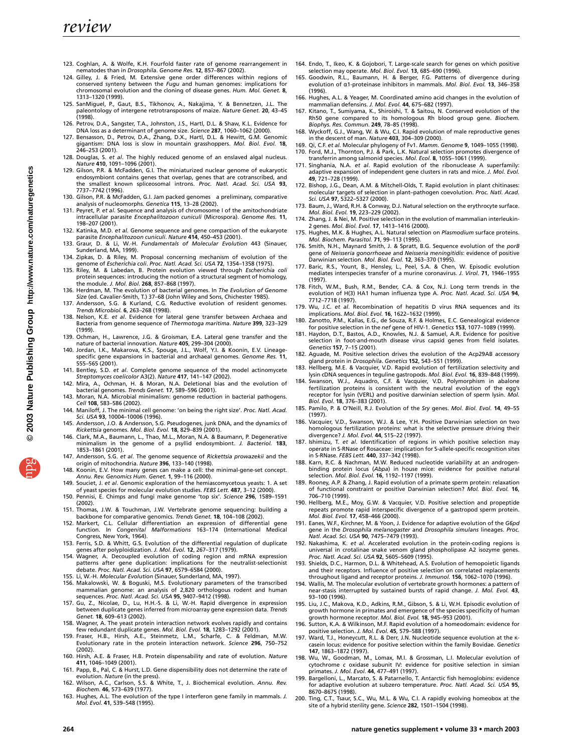123. Coghlan, A. & Wolfe, K.H. Fourfold faster rate of genome rearrangement in nematodes than in *Drosophila*. *Genome Res.* **12**, 857–867 (2002).
124. Gilley, J. & Fried, M. Extensive gene order differences within regions of conserved synteny between the *Fugu* and human genomes: implications for chromosomal evolution and the cloning of disease genes. *Hum. Mol. Genet.* **8**, 1313–1320 (1999).
125. SanMiguel, P., Gaut, B.S., Tikhonov, A., Nakajima, Y. & Bennetzen, J.L. The paleontology of intergene retrotransposons of maize. *Nature Genet.* **20**, 43–45 (1998).
126. Petrov, D.A., Sangster, T.A., Johnston, J.S., Hartl, D.L. & Shaw, K.L. Evidence for DNA loss as a determinant of genome size. *Science* **287**, 1060–1062 (2000).
127. Bensasson, D., Petrov, D.A., Zhang, D.X., Hartl, D.L. & Hewitt, G.M. Genomic gigantism: DNA loss is slow in mountain grasshoppers. *Mol. Biol. Evol.* **18**, 246–253 (2001).
128. Douglas, S. *et al*. The highly reduced genome of an enslaved algal nucleus. *Nature* **410**, 1091–1096 (2001).
129. Gilson, P.R. & McFadden, G.I. The miniaturized nuclear genome of eukaryotic endosymbiont contains genes that overlap, genes that are cotranscribed, and the smallest known spliceosomal introns. *Proc. Natl. Acad. Sci. USA* **93**, 7737–7742 (1996).
130. Gilson, P.R. & McFadden, G.I. Jam packed genomes a preliminary, comparative analysis of nucleomorphs. *Genetica* **115**, 13–28 (2002).
131. Peyret, P. *et al*. Sequence and analysis of chromosome I of the amitochondriate intracellular parasite *Encephalitozoon cuniculi* (Microspora). *Genome Res.* **11**, 198–207 (2001).
132. Katinka, M.D. *et al*. Genome sequence and gene compaction of the eukaryote parasite *Encephalitozoon cuniculi*. *Nature* **414**, 450–453 (2001).
133. Graur, D. & Li, W.-H. *Fundamentals of Molecular Evolution* 443 (Sinauer, Sunderland, MA, 1999).
134. Zipkas, D. & Riley, M. Proposal concerning mechanism of evolution of the genome of *Escherichia coli*. *Proc. Natl. Acad. Sci. USA* **72**, 1354–1358 (1975).
135. Riley, M. & Labedan, B. Protein evolution viewed through *Escherichia coli* protein sequences: introducing the notion of a structural segment of homology, the module. *J. Mol. Biol.* **268**, 857–868 (1997).
136. Herdman, M. The evolution of bacterial genomes. In *The Evolution of Genome Size* (ed. Cavalier-Smith, T.) 37–68 (John Wiley and Sons, Chichester 1985).
137. Andersson, S.G. & Kurland, C.G. Reductive evolution of resident genomes. *Trends Microbiol.* **6**, 263–268 (1998).
138. Nelson, K.E. *et al*. Evidence for lateral gene transfer between Archaea and Bacteria from genome sequence of *Thermotoga maritima*. *Nature* **399**, 323–329 (1999).
139. Ochman, H., Lawrence, J.G. & Groisman, E.A. Lateral gene transfer and the nature of bacterial innovation. *Nature* **405**, 299–304 (2000).
140. Jordan, I.K., Makarova, K.S., Spouge, J.L., Wolf, Y.I. & Koonin, E.V. Lineage-specific gene expansions in bacterial and archaeal genomes. *Genome Res.* **11**, 555–565 (2001).
141. Bentley, S.D. *et al*. Complete genome sequence of the model actinomycete *Streptomyces coelicolor* A3(2). *Nature* **417**, 141–147 (2002).
142. Mira, A., Ochman, H. & Moran, N.A. Deletional bias and the evolution of bacterial genomes. *Trends Genet.* **17**, 589–596 (2001).
143. Moran, N.A. Microbial minimalism: genome reduction in bacterial pathogens. *Cell* **108**, 583–586 (2002).
144. Maniloff, J. The minimal cell genome: 'on being the right size'. *Proc. Natl. Acad. Sci. USA* **93**, 10004–10006 (1996).
145. Andersson, J.O. & Andersson, S.G. Pseudogenes, junk DNA, and the dynamics of *Rickettsia* genomes. *Mol. Biol. Evol.* **18**, 829–839 (2001).
146. Clark, M.A., Baumann, L., Thao, M.L., Moran, N.A. & Baumann, P. Degenerative minimalism in the genome of a psyllid endosymbiont. *J. Bacteriol.* **183**, 1853–1861 (2001).
147. Andersson, S.G. *et al*. The genome sequence of *Rickettsia prowazekii* and the origin of mitochondria. *Nature* **396**, 133–140 (1998).
148. Koonin, E.V. How many genes can make a cell: the minimal-gene-set concept. *Annu. Rev. Genomics Hum. Genet.* **1**, 99–116 (2000).
149. Souciet, J. *et al*. Genomic exploration of the hemiascomycetous yeasts: 1. A set of yeast species for molecular evolution studies. *FEBS Lett.* **487**, 3–12 (2000).
150. Pennisi, E. Chimps and fungi make genome 'top six'. *Science* **296**, 1589–1591 (2002).
151. Thomas, J.W. & Touchman, J.W. Vertebrate genome sequencing: building a backbone for comparative genomics. *Trends Genet.* **18**, 104–108 (2002).
152. Markert, C.L. Cellular differentiation an expression of differential gene function. In *Congenital Malformations* 163–174 (International Medical Congress, New York, 1964).
153. Ferris, S.D. & Whitt, G.S. Evolution of the differential regulation of duplicate genes after polyploidization. *J. Mol. Evol.* **12**, 267–317 (1979).
154. Wagner, A. Decoupled evolution of coding region and mRNA expression patterns after gene duplication: implications for the neutralist-selectionist debate. *Proc. Natl. Acad. Sci. USA* **97**, 6579–6584 (2000).
155. Li, W.-H. *Molecular Evolution* (Sinauer, Sunderland, MA, 1997).
156. Makalowski, W. & Boguski, M.S. Evolutionary parameters of the transcribed mammalian genome: an analysis of 2,820 orthologous rodent and human sequences. *Proc. Natl. Acad. Sci. USA* **95**, 9407–9412 (1998).
157. Gu, Z., Nicolae, D., Lu, H.H.-S. & Li, W.-H. Rapid divergence in expression between duplicate genes inferred from microarray gene expression data. *Trends Genet.* **18**, 609–613 (2002).
158. Wagner, A. The yeast protein interaction network evolves rapidly and contains few redundant duplicate genes. *Mol. Biol. Evol.* **18**, 1283–1292 (2001).
159. Fraser, H.B., Hirsh, A.E., Steinmetz, L.M., Scharfe, C. & Feldman, M.W. Evolutionary rate in the protein interaction network. *Science* **296**, 750–752 (2002).
160. Hirsh, A.E. & Fraser, H.B. Protein dispensability and rate of evolution. *Nature* **411**, 1046–1049 (2001).
161. Papp, B., Pal, C. & Hurst, L.D. Gene dispensibility does not determine the rate of evolution. *Nature* (in the press).
162. Wilson, A.C., Carlson, S.S. & White, T., J. Biochemical evolution. *Annu. Rev. Biochem.* **46**, 573–639 (1977).
163. Hughes, A.L. The evolution of the type I interferon gene family in mammals. *J. Mol. Evol.* **41**, 539–548 (1995).
164. Endo, T., Ikeo, K. & Gojobori, T. Large-scale search for genes on which positive selection may operate. *Mol. Biol. Evol.* **13**, 685–690 (1996).
165. Goodwin, R.L., Baumann, H. & Berger, F.G. Patterns of divergence during evolution of α1-proteinase inhibitors in mammals. *Mol. Biol. Evol.* **13**, 346–358 (1996).
166. Hughes, A.L. & Yeager, M. Coordinated amino acid changes in the evolution of mammalian defensins. *J. Mol. Evol.* **44**, 675–682 (1997).
167. Kitano, T., Sumiyama, K., Shiroishi, T. & Saitou, N. Conserved evolution of the Rh50 gene compared to its homologous Rh blood group gene. *Biochem. Biophys. Res. Commun.* **249**, 78–85 (1998).
168. Wyckoff, G.J., Wang, W. & Wu, C.I. Rapid evolution of male reproductive genes in the descent of man. *Nature* **403**, 304–309 (2000).
169. Qi, C.F. *et al*. Molecular phylogeny of Fv1. *Mamm. Genome* **9**, 1049–1055 (1998).
170. Ford, M.J., Thornton, P.J. & Park, L.K. Natural selection promotes divergence of transferrin among salmonid species. *Mol. Ecol.* **8**, 1055–1061 (1999).
171. Singhania, N.A. *et al*. Rapid evolution of the ribonuclease A superfamily: adaptive expansion of independent gene clusters in rats and mice. *J. Mol. Evol.* **49**, 721–728 (1999).
172. Bishop, J.G., Dean, A.M. & Mitchell-Olds, T. Rapid evolution in plant chitinases: molecular targets of selection in plant–pathogen coevolution. *Proc. Natl. Acad. Sci. USA* **97**, 5322–5327 (2000).
173. Baum, J., Ward, R.H. & Conway, D.J. Natural selection on the erythrocyte surface. *Mol. Biol. Evol.* **19**, 223–229 (2002).
174. Zhang, J. & Nei, M. Positive selection in the evolution of mammalian interleukin-2 genes. *Mol. Biol. Evol.* **17**, 1413–1416 (2000).
175. Hughes, M.K. & Hughes, A.L. Natural selection on *Plasmodium* surface proteins. *Mol. Biochem. Parasitol.* **71**, 99–113 (1995).
176. Smith, N.H., Maynard Smith, J. & Spratt, B.G. Sequence evolution of the *porB* gene of *Neisseria gonorrhoeae* and *Neisseria meningitidis*: evidence of positive Darwinian selection. *Mol. Biol. Evol.* **12**, 363–370 (1995).
177. Baric, R.S., Yount, B., Hensley, L., Peel, S.A. & Chen, W. Episodic evolution mediates interspecies transfer of a murine coronavirus. *J. Virol.* **71**, 1946–1955 (1997).
178. Fitch, W.M., Bush, R.M., Bender, C.A. & Cox, N.J. Long term trends in the evolution of H(3) HA1 human influenza type A. *Proc. Natl. Acad. Sci. USA* **94**, 7712–7718 (1997).
179. Wu, J.C. *et al*. Recombination of hepatitis D virus RNA sequences and its implications. *Mol. Biol. Evol.* **16**, 1622–1632 (1999).
180. Zanotto, P.M., Kallas, E.G., de Souza, R.F. & Holmes, E.C. Genealogical evidence for positive selection in the *nef* gene of HIV-1. *Genetics* **153**, 1077–1089 (1999).
181. Haydon, D.T., Bastos, A.D., Knowles, N.J. & Samuel, A.R. Evidence for positive selection in foot-and-mouth disease virus capsid genes from field isolates. *Genetics* **157**, 7–15 (2001).
182. Aguade, M. Positive selection drives the evolution of the Acp29AB accessory gland protein in *Drosophila*. *Genetics* **152**, 543–551 (1999).
183. Hellberg, M.E. & Vacquier, V.D. Rapid evolution of fertilization selectivity and lysin cDNA sequences in teguline gastropods. *Mol. Biol. Evol.* **16**, 839–848 (1999).
184. Swanson, W.J., Aquadro, C.F. & Vacquier, V.D. Polymorphism in abalone fertilization proteins is consistent with the neutral evolution of the egg's receptor for lysin (VERL) and positive darwinian selection of sperm lysin. *Mol. Biol. Evol.* **18**, 376–383 (2001).
185. Pamilo, P. & O'Neill, R.J. Evolution of the *Sry* genes. *Mol. Biol. Evol.* **14**, 49–55 (1997).
186. Vacquier, V.D., Swanson, W.J. & Lee, Y.H. Positive Darwinian selection on two homologous fertilization proteins: what is the selective pressure driving their divergence? *J. Mol. Evol.* **44**, S15–22 (1997).
187. Ishimizu, T. *et al*. Identification of regions in which positive selection may operate in S-RNase of Rosaceae: implication for S-allele-specific recognition sites in S-RNase. *FEBS Lett.* **440**, 337–342 (1998).
188. Karn, R.C. & Nachman, M.W. Reduced nucleotide variability at an androgen-binding protein locus (*Abpa*) in house mice: evidence for positive natural selection. *Mol. Biol. Evol.* **16**, 1192–1197 (1999).
189. Rooney, A.P. & Zhang, J. Rapid evolution of a primate sperm protein: relaxation of functional constraint or positive Darwinian selection? *Mol. Biol. Evol.* **16**, 706–710 (1999).
190. Hellberg, M.E., Moy, G.W. & Vacquier, V.D. Positive selection and propeptide repeats promote rapid interspecific divergence of a gastropod sperm protein. *Mol. Biol. Evol.* **17**, 458–466 (2000).
191. Eanes, W.F., Kirchner, M. & Yoon, J. Evidence for adaptive evolution of the *G6pd* gene in the *Drosophila melanogaster* and *Drosophila simulans* lineages. *Proc. Natl. Acad. Sci. USA* **90**, 7475–7479 (1993).
192. Nakashima, K. *et al*. Accelerated evolution in the protein-coding regions is universal in crotalinae snake venom gland phospholipase A2 isozyme genes. *Proc. Natl. Acad. Sci. USA* **92**, 5605–5609 (1995).
193. Shields, D.C., Harmon, D.L. & Whitehead, A.S. Evolution of hemopoietic ligands and their receptors. Influence of positive selection on correlated replacements throughout ligand and receptor proteins. *J. Immunol.* **156**, 1062–1070 (1996).
194. Wallis, M. The molecular evolution of vertebrate growth hormones: a pattern of near-stasis interrupted by sustained bursts of rapid change. *J. Mol. Evol.* **43**, 93–100 (1996).
195. Liu, J.C., Makova, K.D., Adkins, R.M., Gibson, S. & Li, W.H. Episodic evolution of growth hormone in primates and emergence of the species specificity of human growth hormone receptor. *Mol. Biol. Evol.* **18**, 945–953 (2001).
196. Sutton, K.A. & Wilkinson, M.F. Rapid evolution of a homeodomain: evidence for positive selection. *J. Mol. Evol.* **45**, 579–588 (1997).
197. Ward, T.J., Honeycutt, R.L. & Derr, J.N. Nucleotide sequence evolution at the κ-casein locus: evidence for positive selection within the family Bovidae. *Genetics* **147**, 1863–1872 (1997).
198. Wu, W., Goodman, M., Lomax, M.I. & Grossman, L.I. Molecular evolution of cytochrome *c* oxidase subunit IV: evidence for positive selection in simian primates. *J. Mol. Evol.* **44**, 477–491 (1997).
199. Bargelloni, L., Marcato, S. & Patarnello, T. Antarctic fish hemoglobins: evidence for adaptive evolution at subzero temperature. *Proc. Natl. Acad. Sci. USA* **95**, 8670–8675 (1998).
200. Ting, C.T., Tsaur, S.C., Wu, M.L. & Wu, C.I. A rapidly evolving homeobox at the site of a hybrid sterility gene. *Science* **282**, 1501–1504 (1998).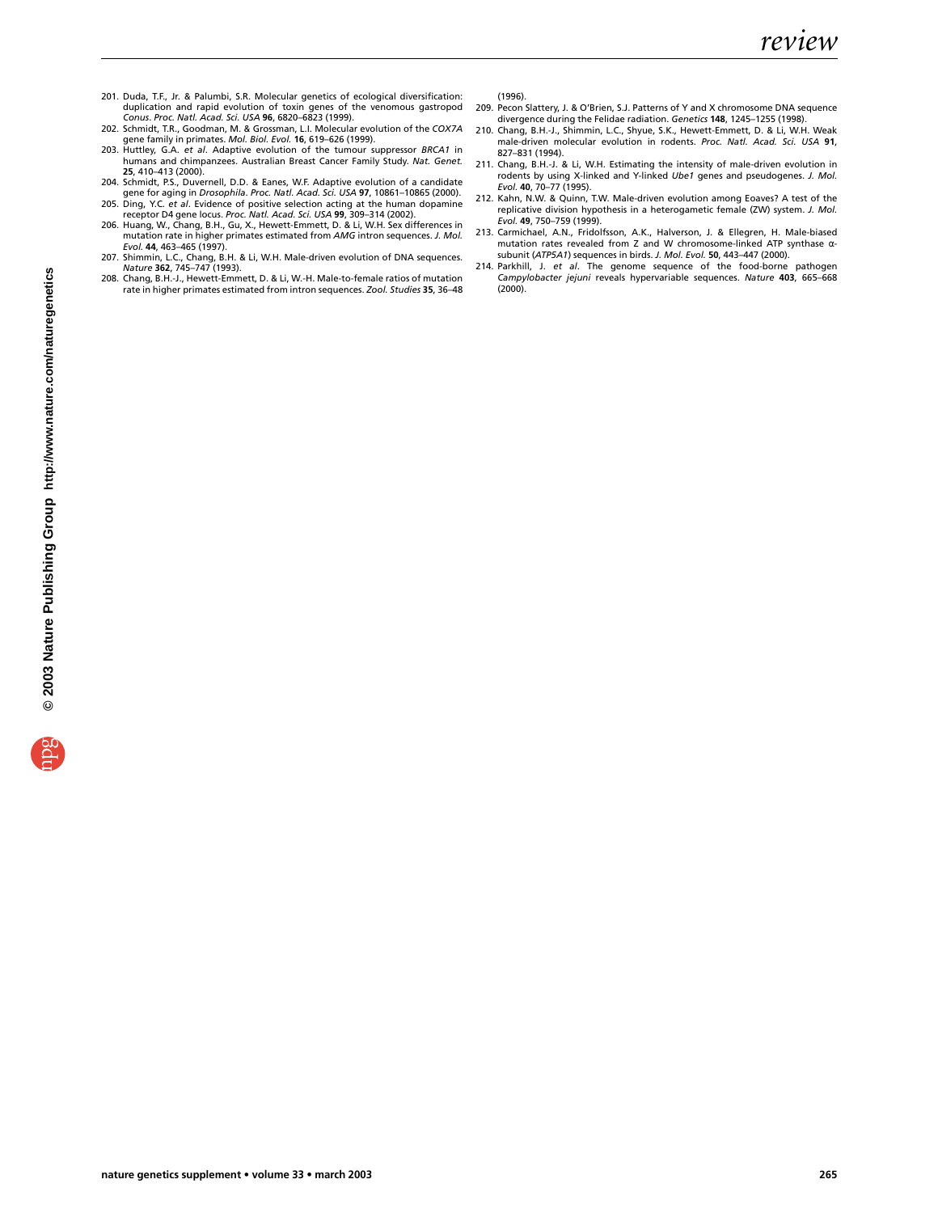201. Duda, T.F., Jr. & Palumbi, S.R. Molecular genetics of ecological diversification: duplication and rapid evolution of toxin genes of the venomous gastropod *Conus*. *Proc. Natl. Acad. Sci. USA* **96**, 6820–6823 (1999).
202. Schmidt, T.R., Goodman, M. & Grossman, L.I. Molecular evolution of the *COX7A* gene family in primates. *Mol. Biol. Evol.* **16**, 619–626 (1999).
203. Huttley, G.A. *et al*. Adaptive evolution of the tumour suppressor *BRCA1* in humans and chimpanzees. Australian Breast Cancer Family Study. *Nat. Genet.* **25**, 410–413 (2000).
204. Schmidt, P.S., Duvernell, D.D. & Eanes, W.F. Adaptive evolution of a candidate gene for aging in *Drosophila*. *Proc. Natl. Acad. Sci. USA* **97**, 10861–10865 (2000).
205. Ding, Y.C. *et al*. Evidence of positive selection acting at the human dopamine receptor D4 gene locus. *Proc. Natl. Acad. Sci. USA* **99**, 309–314 (2002).
206. Huang, W., Chang, B.H., Gu, X., Hewett-Emmett, D. & Li, W.H. Sex differences in mutation rate in higher primates estimated from *AMG* intron sequences. *J. Mol. Evol.* **44**, 463–465 (1997).
207. Shimmin, L.C., Chang, B.H. & Li, W.H. Male-driven evolution of DNA sequences. *Nature* **362**, 745–747 (1993).
208. Chang, B.H.-J., Hewett-Emmett, D. & Li, W.-H. Male-to-female ratios of mutation rate in higher primates estimated from intron sequences. *Zool. Studies* **35**, 36–48 (1996).
209. Pecon Slattery, J. & O'Brien, S.J. Patterns of Y and X chromosome DNA sequence divergence during the Felidae radiation. *Genetics* **148**, 1245–1255 (1998).
210. Chang, B.H.-J., Shimmin, L.C., Shyue, S.K., Hewett-Emmett, D. & Li, W.H. Weak male-driven molecular evolution in rodents. *Proc. Natl. Acad. Sci. USA* **91**, 827–831 (1994).
211. Chang, B.H.-J. & Li, W.H. Estimating the intensity of male-driven evolution in rodents by using X-linked and Y-linked *Ube1* genes and pseudogenes. *J. Mol. Evol.* **40**, 70–77 (1995).
212. Kahn, N.W. & Quinn, T.W. Male-driven evolution among Eoaves? A test of the replicative division hypothesis in a heterogametic female (ZW) system. *J. Mol. Evol.* **49**, 750–759 (1999).
213. Carmichael, A.N., Fridolfsson, A.K., Halverson, J. & Ellegren, H. Male-biased mutation rates revealed from Z and W chromosome-linked ATP synthase α-subunit (*ATP5A1*) sequences in birds. *J. Mol. Evol.* **50**, 443–447 (2000).
214. Parkhill, J. *et al*. The genome sequence of the food-borne pathogen *Campylobacter jejuni* reveals hypervariable sequences. *Nature* **403**, 665–668 (2000).